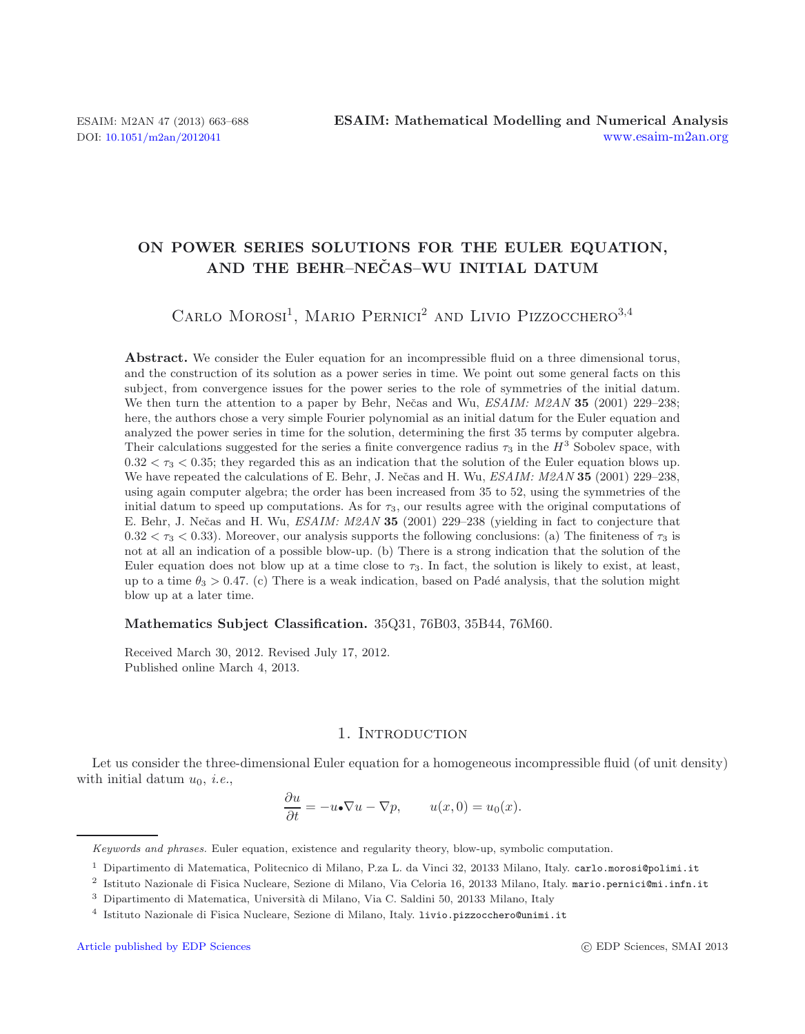# ON POWER SERIES SOLUTIONS FOR THE EULER EQUATION, AND THE BEHR–NEČAS–WU INITIAL DATUM

Carlo Morosi[1], Mario Pernici[2] and Livio Pizzocchero[3,4]

**Abstract.** We consider the Euler equation for an incompressible fluid on a three dimensional torus, and the construction of its solution as a power series in time. We point out some general facts on this subject, from convergence issues for the power series to the role of symmetries of the initial datum. We then turn the attention to a paper by Behr, Nečas and Wu, *ESAIM: M2AN* **35** (2001) 229–238; here, the authors chose a very simple Fourier polynomial as an initial datum for the Euler equation and analyzed the power series in time for the solution, determining the first 35 terms by computer algebra. Their calculations suggested for the series a finite convergence radius $\tau_3$ in the $H^3$ Sobolev space, with $0.32 < \tau_3 < 0.35$; they regarded this as an indication that the solution of the Euler equation blows up. We have repeated the calculations of E. Behr, J. Nečas and H. Wu, *ESAIM: M2AN* **35** (2001) 229–238, using again computer algebra; the order has been increased from 35 to 52, using the symmetries of the initial datum to speed up computations. As for $\tau_3$, our results agree with the original computations of E. Behr, J. Nečas and H. Wu, *ESAIM: M2AN* **35** (2001) 229–238 (yielding in fact to conjecture that $0.32 < \tau_3 < 0.33$). Moreover, our analysis supports the following conclusions: (a) The finiteness of $\tau_3$ is not at all an indication of a possible blow-up. (b) There is a strong indication that the solution of the Euler equation does not blow up at a time close to $\tau_3$. In fact, the solution is likely to exist, at least, up to a time $\theta_3 > 0.47$. (c) There is a weak indication, based on Padé analysis, that the solution might blow up at a later time.

**Mathematics Subject Classification.** 35Q31, 76B03, 35B44, 76M60.

Received March 30, 2012. Revised July 17, 2012.
Published online March 4, 2013.

## 1. Introduction

Let us consider the three-dimensional Euler equation for a homogeneous incompressible fluid (of unit density) with initial datum $u_0$, *i.e.*,

$$\frac{\partial u}{\partial t} = -u_{\bullet}\nabla u - \nabla p, \qquad u(x, 0) = u_0(x).$$

*Keywords and phrases.* Euler equation, existence and regularity theory, blow-up, symbolic computation.

[1] Dipartimento di Matematica, Politecnico di Milano, P.za L. da Vinci 32, 20133 Milano, Italy. carlo.morosi@polimi.it

[2] Istituto Nazionale di Fisica Nucleare, Sezione di Milano, Via Celoria 16, 20133 Milano, Italy. mario.pernici@mi.infn.it

[3] Dipartimento di Matematica, Università di Milano, Via C. Saldini 50, 20133 Milano, Italy

[4] Istituto Nazionale di Fisica Nucleare, Sezione di Milano, Italy. livio.pizzocchero@unimi.it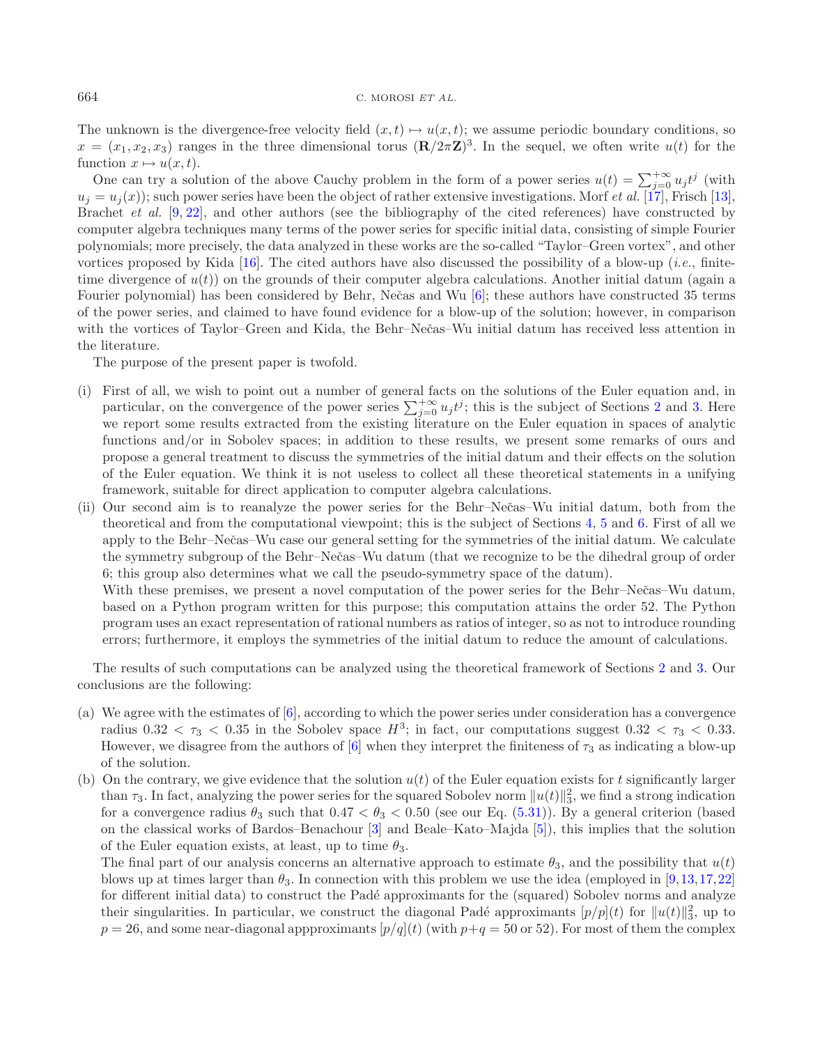The unknown is the divergence-free velocity field $(x, t) \mapsto u(x, t)$; we assume periodic boundary conditions, so $x = (x_1, x_2, x_3)$ ranges in the three dimensional torus $(\mathbf{R}/2\pi\mathbf{Z})^3$. In the sequel, we often write $u(t)$ for the function $x \mapsto u(x, t)$.

One can try a solution of the above Cauchy problem in the form of a power series $u(t) = \sum_{j=0}^{+\infty} u_j t^j$ (with $u_j = u_j(x)$); such power series have been the object of rather extensive investigations. Morf *et al.* [17], Frisch [13], Brachet *et al.* [9, 22], and other authors (see the bibliography of the cited references) have constructed by computer algebra techniques many terms of the power series for specific initial data, consisting of simple Fourier polynomials; more precisely, the data analyzed in these works are the so-called "Taylor–Green vortex", and other vortices proposed by Kida [16]. The cited authors have also discussed the possibility of a blow-up (*i.e.*, finite-time divergence of $u(t)$) on the grounds of their computer algebra calculations. Another initial datum (again a Fourier polynomial) has been considered by Behr, Nečas and Wu [6]; these authors have constructed 35 terms of the power series, and claimed to have found evidence for a blow-up of the solution; however, in comparison with the vortices of Taylor–Green and Kida, the Behr–Nečas–Wu initial datum has received less attention in the literature.

The purpose of the present paper is twofold.

(i) First of all, we wish to point out a number of general facts on the solutions of the Euler equation and, in particular, on the convergence of the power series $\sum_{j=0}^{+\infty} u_j t^j$; this is the subject of Sections 2 and 3. Here we report some results extracted from the existing literature on the Euler equation in spaces of analytic functions and/or in Sobolev spaces; in addition to these results, we present some remarks of ours and propose a general treatment to discuss the symmetries of the initial datum and their effects on the solution of the Euler equation. We think it is not useless to collect all these theoretical statements in a unifying framework, suitable for direct application to computer algebra calculations.

(ii) Our second aim is to reanalyze the power series for the Behr–Nečas–Wu initial datum, both from the theoretical and from the computational viewpoint; this is the subject of Sections 4, 5 and 6. First of all we apply to the Behr–Nečas–Wu case our general setting for the symmetries of the initial datum. We calculate the symmetry subgroup of the Behr–Nečas–Wu datum (that we recognize to be the dihedral group of order 6; this group also determines what we call the pseudo-symmetry space of the datum).

With these premises, we present a novel computation of the power series for the Behr–Nečas–Wu datum, based on a Python program written for this purpose; this computation attains the order 52. The Python program uses an exact representation of rational numbers as ratios of integer, so as not to introduce rounding errors; furthermore, it employs the symmetries of the initial datum to reduce the amount of calculations.

The results of such computations can be analyzed using the theoretical framework of Sections 2 and 3. Our conclusions are the following:

(a) We agree with the estimates of [6], according to which the power series under consideration has a convergence radius $0.32 < \tau_3 < 0.35$ in the Sobolev space $H^3$; in fact, our computations suggest $0.32 < \tau_3 < 0.33$. However, we disagree from the authors of [6] when they interpret the finiteness of $\tau_3$ as indicating a blow-up of the solution.

(b) On the contrary, we give evidence that the solution $u(t)$ of the Euler equation exists for $t$ significantly larger than $\tau_3$. In fact, analyzing the power series for the squared Sobolev norm $\|u(t)\|_3^2$, we find a strong indication for a convergence radius $\theta_3$ such that $0.47 < \theta_3 < 0.50$ (see our Eq. (5.31)). By a general criterion (based on the classical works of Bardos–Benachour [3] and Beale–Kato–Majda [5]), this implies that the solution of the Euler equation exists, at least, up to time $\theta_3$.

The final part of our analysis concerns an alternative approach to estimate $\theta_3$, and the possibility that $u(t)$ blows up at times larger than $\theta_3$. In connection with this problem we use the idea (employed in [9, 13, 17, 22] for different initial data) to construct the Padé approximants for the (squared) Sobolev norms and analyze their singularities. In particular, we construct the diagonal Padé approximants $[p/p](t)$ for $\|u(t)\|_3^2$, up to $p = 26$, and some near-diagonal appproximants $[p/q](t)$ (with $p+q = 50$ or 52). For most of them the complex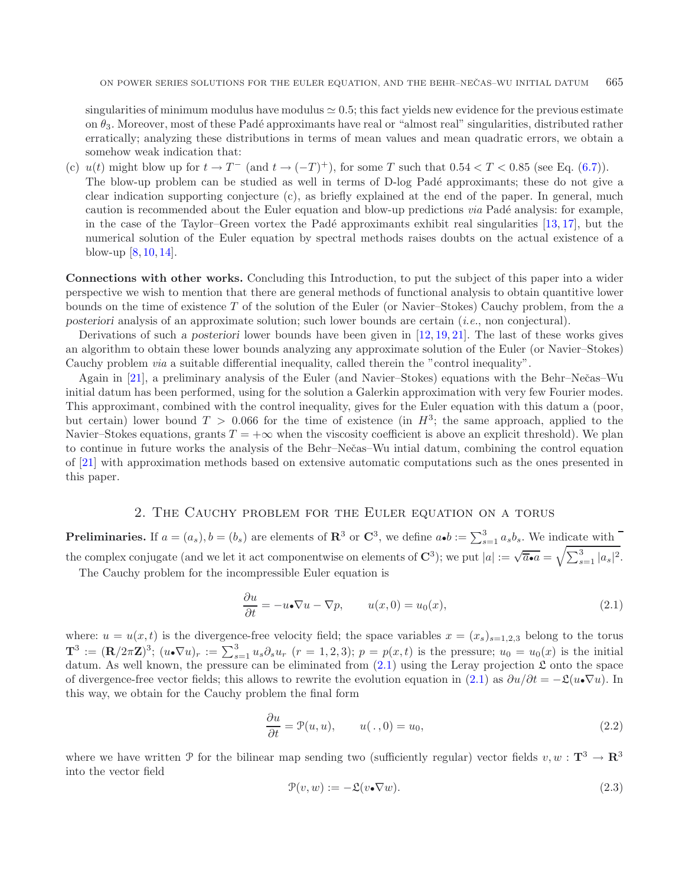singularities of minimum modulus have modulus $\simeq 0.5$; this fact yields new evidence for the previous estimate on $\theta_3$. Moreover, most of these Padé approximants have real or "almost real" singularities, distributed rather erratically; analyzing these distributions in terms of mean values and mean quadratic errors, we obtain a somehow weak indication that:

(c) $u(t)$ might blow up for $t \to T^-$ (and $t \to (-T)^+$), for some $T$ such that $0.54 < T < 0.85$ (see Eq. (6.7)).
The blow-up problem can be studied as well in terms of D-log Padé approximants; these do not give a clear indication supporting conjecture (c), as briefly explained at the end of the paper. In general, much caution is recommended about the Euler equation and blow-up predictions *via* Padé analysis: for example, in the case of the Taylor–Green vortex the Padé approximants exhibit real singularities [13, 17], but the numerical solution of the Euler equation by spectral methods raises doubts on the actual existence of a blow-up [8, 10, 14].

**Connections with other works.** Concluding this Introduction, to put the subject of this paper into a wider perspective we wish to mention that there are general methods of functional analysis to obtain quantitive lower bounds on the time of existence $T$ of the solution of the Euler (or Navier–Stokes) Cauchy problem, from the *a posteriori* analysis of an approximate solution; such lower bounds are certain (*i.e.*, non conjectural).

Derivations of such *a posteriori* lower bounds have been given in [12, 19, 21]. The last of these works gives an algorithm to obtain these lower bounds analyzing any approximate solution of the Euler (or Navier–Stokes) Cauchy problem *via* a suitable differential inequality, called therein the "control inequality".

Again in [21], a preliminary analysis of the Euler (and Navier–Stokes) equations with the Behr–Nečas–Wu initial datum has been performed, using for the solution a Galerkin approximation with very few Fourier modes. This approximant, combined with the control inequality, gives for the Euler equation with this datum a (poor, but certain) lower bound $T > 0.066$ for the time of existence (in $H^3$; the same approach, applied to the Navier–Stokes equations, grants $T = +\infty$ when the viscosity coefficient is above an explicit threshold). We plan to continue in future works the analysis of the Behr–Nečas–Wu intial datum, combining the control equation of [21] with approximation methods based on extensive automatic computations such as the ones presented in this paper.

## 2. The Cauchy problem for the Euler equation on a torus

**Preliminaries.** If $a = (a_s), b = (b_s)$ are elements of $\mathbf{R}^3$ or $\mathbf{C}^3$, we define $a \bullet b := \sum_{s=1}^{3} a_s b_s$. We indicate with $\overline{\phantom{a}}$ the complex conjugate (and we let it act componentwise on elements of $\mathbf{C}^3$); we put $|a| := \sqrt{\overline{a} \bullet a} = \sqrt{\sum_{s=1}^{3} |a_s|^2}$.

The Cauchy problem for the incompressible Euler equation is

$$\frac{\partial u}{\partial t} = -u \bullet \nabla u - \nabla p, \qquad u(x, 0) = u_0(x), \tag{2.1}$$

where: $u = u(x,t)$ is the divergence-free velocity field; the space variables $x = (x_s)_{s=1,2,3}$ belong to the torus $\mathbf{T}^3 := (\mathbf{R}/2\pi\mathbf{Z})^3$; $(u \bullet \nabla u)_r := \sum_{s=1}^{3} u_s \partial_s u_r$ $(r = 1, 2, 3)$; $p = p(x,t)$ is the pressure; $u_0 = u_0(x)$ is the initial datum. As well known, the pressure can be eliminated from (2.1) using the Leray projection $\mathfrak{L}$ onto the space of divergence-free vector fields; this allows to rewrite the evolution equation in (2.1) as $\partial u / \partial t = -\mathfrak{L}(u \bullet \nabla u)$. In this way, we obtain for the Cauchy problem the final form

$$\frac{\partial u}{\partial t} = \mathcal{P}(u, u), \qquad u(\,.\,, 0) = u_0, \tag{2.2}$$

where we have written $\mathcal{P}$ for the bilinear map sending two (sufficiently regular) vector fields $v, w : \mathbf{T}^3 \to \mathbf{R}^3$ into the vector field

$$\mathcal{P}(v, w) := -\mathfrak{L}(v \bullet \nabla w). \tag{2.3}$$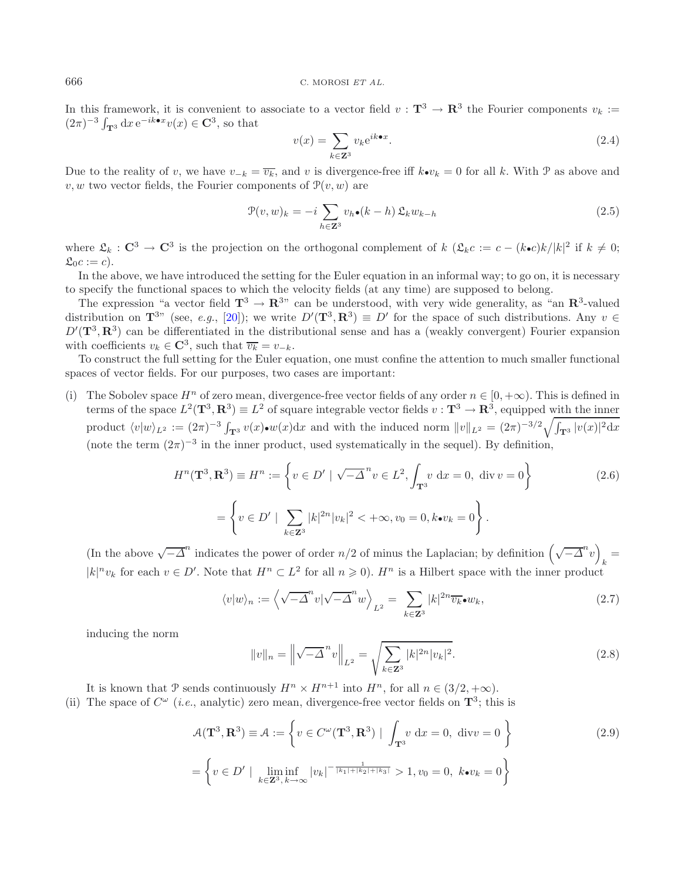In this framework, it is convenient to associate to a vector field $v : \mathbf{T}^3 \to \mathbf{R}^3$ the Fourier components $v_k := (2\pi)^{-3} \int_{\mathbf{T}^3} \mathrm{d}x \, \mathrm{e}^{-ik\bullet x} v(x) \in \mathbf{C}^3$, so that

$$v(x) = \sum_{k \in \mathbf{Z}^3} v_k \mathrm{e}^{ik\bullet x}. \tag{2.4}$$

Due to the reality of $v$, we have $v_{-k} = \overline{v_k}$, and $v$ is divergence-free iff $k \bullet v_k = 0$ for all $k$. With $\mathcal{P}$ as above and $v, w$ two vector fields, the Fourier components of $\mathcal{P}(v, w)$ are

$$\mathcal{P}(v, w)_k = -i \sum_{h \in \mathbf{Z}^3} v_h \bullet (k - h) \, \mathfrak{L}_k w_{k-h} \tag{2.5}$$

where $\mathfrak{L}_k : \mathbf{C}^3 \to \mathbf{C}^3$ is the projection on the orthogonal complement of $k$ ($\mathfrak{L}_k c := c - (k \bullet c) k / |k|^2$ if $k \neq 0$; $\mathfrak{L}_0 c := c$).

In the above, we have introduced the setting for the Euler equation in an informal way; to go on, it is necessary to specify the functional spaces to which the velocity fields (at any time) are supposed to belong.

The expression "a vector field $\mathbf{T}^3 \to \mathbf{R}^3$" can be understood, with very wide generality, as "an $\mathbf{R}^3$-valued distribution on $\mathbf{T}^3$" (see, *e.g.*, [20]); we write $D'(\mathbf{T}^3, \mathbf{R}^3) \equiv D'$ for the space of such distributions. Any $v \in D'(\mathbf{T}^3, \mathbf{R}^3)$ can be differentiated in the distributional sense and has a (weakly convergent) Fourier expansion with coefficients $v_k \in \mathbf{C}^3$, such that $\overline{v_k} = v_{-k}$.

To construct the full setting for the Euler equation, one must confine the attention to much smaller functional spaces of vector fields. For our purposes, two cases are important:

(i) The Sobolev space $H^n$ of zero mean, divergence-free vector fields of any order $n \in [0, +\infty)$. This is defined in terms of the space $L^2(\mathbf{T}^3, \mathbf{R}^3) \equiv L^2$ of square integrable vector fields $v : \mathbf{T}^3 \to \mathbf{R}^3$, equipped with the inner product $\langle v | w \rangle_{L^2} := (2\pi)^{-3} \int_{\mathbf{T}^3} v(x) \bullet w(x) \mathrm{d}x$ and with the induced norm $\|v\|_{L^2} = (2\pi)^{-3/2} \sqrt{\int_{\mathbf{T}^3} |v(x)|^2 \mathrm{d}x}$ (note the term $(2\pi)^{-3}$ in the inner product, used systematically in the sequel). By definition,

$$H^n(\mathbf{T}^3, \mathbf{R}^3) \equiv H^n := \left\{ v \in D' \mid \sqrt{-\Delta}^n v \in L^2, \int_{\mathbf{T}^3} v \, \mathrm{d}x = 0, \ \mathrm{div}\, v = 0 \right\} \tag{2.6}$$

$$= \left\{ v \in D' \mid \sum_{k \in \mathbf{Z}^3} |k|^{2n} |v_k|^2 < +\infty, v_0 = 0, k \bullet v_k = 0 \right\}.$$

(In the above $\sqrt{-\Delta}^n$ indicates the power of order $n/2$ of minus the Laplacian; by definition $\left(\sqrt{-\Delta}^n v\right)_k = |k|^n v_k$ for each $v \in D'$. Note that $H^n \subset L^2$ for all $n \geqslant 0$). $H^n$ is a Hilbert space with the inner product

$$\langle v | w \rangle_n := \left\langle \sqrt{-\Delta}^n v \middle| \sqrt{-\Delta}^n w \right\rangle_{L^2} = \sum_{k \in \mathbf{Z}^3} |k|^{2n} \overline{v_k} \bullet w_k, \tag{2.7}$$

inducing the norm

$$\|v\|_n = \left\| \sqrt{-\Delta}^n v \right\|_{L^2} = \sqrt{\sum_{k \in \mathbf{Z}^3} |k|^{2n} |v_k|^2}. \tag{2.8}$$

It is known that $\mathcal{P}$ sends continuously $H^n \times H^{n+1}$ into $H^n$, for all $n \in (3/2, +\infty)$.

(ii) The space of $C^\omega$ (*i.e.*, analytic) zero mean, divergence-free vector fields on $\mathbf{T}^3$; this is

$$\mathcal{A}(\mathbf{T}^3, \mathbf{R}^3) \equiv \mathcal{A} := \left\{ v \in C^\omega(\mathbf{T}^3, \mathbf{R}^3) \mid \int_{\mathbf{T}^3} v \, \mathrm{d}x = 0, \ \mathrm{div} v = 0 \right\} \tag{2.9}$$

$$= \left\{ v \in D' \mid \liminf_{k \in \mathbf{Z}^3, \, k \to \infty} |v_k|^{-\frac{1}{|k_1| + |k_2| + |k_3|}} > 1, v_0 = 0, \ k \bullet v_k = 0 \right\}$$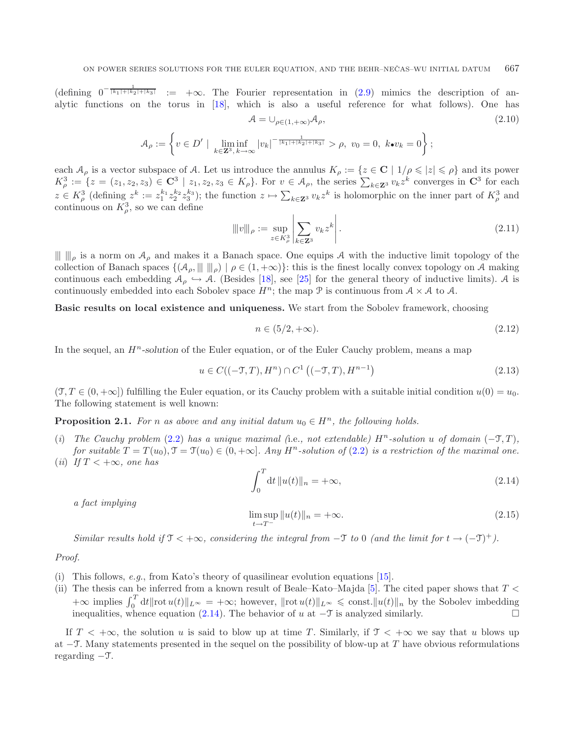(defining $0^{-\frac{1}{|k_1|+|k_2|+|k_3|}} := +\infty$. The Fourier representation in (2.9) mimics the description of analytic functions on the torus in [18], which is also a useful reference for what follows). One has

$$\mathcal{A} = \cup_{\rho \in (1,+\infty)} \mathcal{A}_\rho, \tag{2.10}$$

$$\mathcal{A}_\rho := \left\{ v \in D' \mid \liminf_{k \in \mathbf{Z}^3,\, k \to \infty} |v_k|^{-\frac{1}{|k_1|+|k_2|+|k_3|}} > \rho,\ v_0 = 0,\ k \bullet v_k = 0 \right\};$$

each $\mathcal{A}_\rho$ is a vector subspace of $\mathcal{A}$. Let us introduce the annulus $K_\rho := \{z \in \mathbf{C} \mid 1/\rho \leqslant |z| \leqslant \rho\}$ and its power $K^3_\rho := \{z = (z_1, z_2, z_3) \in \mathbf{C}^3 \mid z_1, z_2, z_3 \in K_\rho\}$. For $v \in \mathcal{A}_\rho$, the series $\sum_{k \in \mathbf{Z}^3} v_k z^k$ converges in $\mathbf{C}^3$ for each $z \in K^3_\rho$ (defining $z^k := z_1^{k_1} z_2^{k_2} z_3^{k_3}$); the function $z \mapsto \sum_{k \in \mathbf{Z}^3} v_k z^k$ is holomorphic on the inner part of $K^3_\rho$ and continuous on $K^3_\rho$, so we can define

$$|||v|||_\rho := \sup_{z \in K^3_\rho} \left| \sum_{k \in \mathbf{Z}^3} v_k z^k \right|. \tag{2.11}$$

$|||\ |||_\rho$ is a norm on $\mathcal{A}_\rho$ and makes it a Banach space. One equips $\mathcal{A}$ with the inductive limit topology of the collection of Banach spaces $\{(\mathcal{A}_\rho, |||\ |||_\rho) \mid \rho \in (1,+\infty)\}$: this is the finest locally convex topology on $\mathcal{A}$ making continuous each embedding $\mathcal{A}_\rho \hookrightarrow \mathcal{A}$. (Besides [18], see [25] for the general theory of inductive limits). $\mathcal{A}$ is continuously embedded into each Sobolev space $H^n$; the map $\mathcal{P}$ is continuous from $\mathcal{A} \times \mathcal{A}$ to $\mathcal{A}$.

**Basic results on local existence and uniqueness.** We start from the Sobolev framework, choosing

$$n \in (5/2, +\infty). \tag{2.12}$$

In the sequel, an *$H^n$-solution* of the Euler equation, or of the Euler Cauchy problem, means a map

$$u \in C((-\mathcal{T}, T), H^n) \cap C^1\left((-\mathcal{T}, T), H^{n-1}\right) \tag{2.13}$$

($\mathcal{T}, T \in (0, +\infty]$) fulfilling the Euler equation, or its Cauchy problem with a suitable initial condition $u(0) = u_0$. The following statement is well known:

**Proposition 2.1.** *For $n$ as above and any initial datum $u_0 \in H^n$, the following holds.*

(*i*) *The Cauchy problem (2.2) has a unique maximal (*i.e.*, not extendable) $H^n$-solution $u$ of domain $(-\mathcal{T}, T)$, for suitable $T = T(u_0), \mathcal{T} = \mathcal{T}(u_0) \in (0, +\infty]$. Any $H^n$-solution of (2.2) is a restriction of the maximal one.*

(*ii*) *If $T < +\infty$, one has*

$$\int_0^T \mathrm{d}t\, \|u(t)\|_n = +\infty, \tag{2.14}$$

*a fact implying*

$$\limsup_{t \to T^-} \|u(t)\|_n = +\infty. \tag{2.15}$$

*Similar results hold if $\mathcal{T} < +\infty$, considering the integral from $-\mathcal{T}$ to $0$ (and the limit for $t \to (-\mathcal{T})^+$).*

*Proof.*

(i) This follows, *e.g.*, from Kato's theory of quasilinear evolution equations [15].

(ii) The thesis can be inferred from a known result of Beale–Kato–Majda [5]. The cited paper shows that $T < +\infty$ implies $\int_0^T \mathrm{d}t \|\mathrm{rot}\, u(t)\|_{L^\infty} = +\infty$; however, $\|\mathrm{rot}\, u(t)\|_{L^\infty} \leqslant \mathrm{const.} \|u(t)\|_n$ by the Sobolev imbedding inequalities, whence equation (2.14). The behavior of $u$ at $-\mathcal{T}$ is analyzed similarly. □

If $T < +\infty$, the solution $u$ is said to blow up at time $T$. Similarly, if $\mathcal{T} < +\infty$ we say that $u$ blows up at $-\mathcal{T}$. Many statements presented in the sequel on the possibility of blow-up at $T$ have obvious reformulations regarding $-\mathcal{T}$.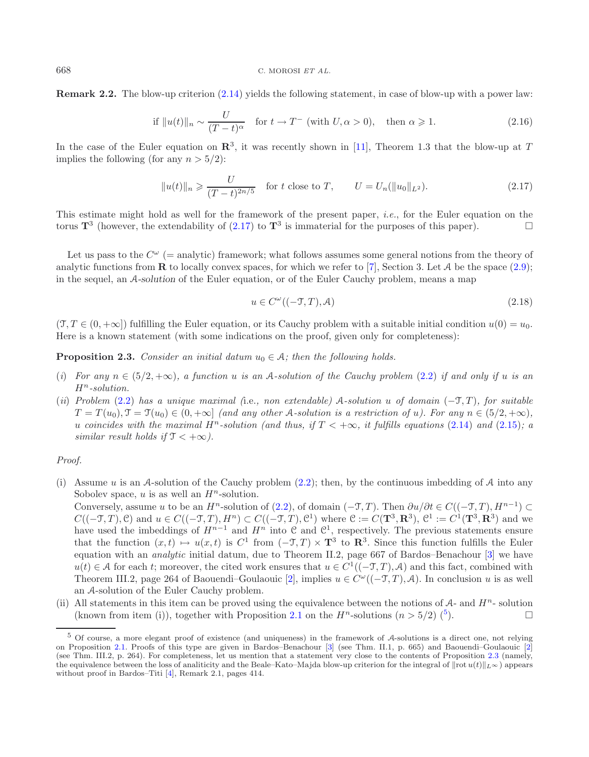**Remark 2.2.** The blow-up criterion (2.14) yields the following statement, in case of blow-up with a power law:

$$\text{if } \|u(t)\|_n \sim \frac{U}{(T-t)^\alpha} \quad \text{for } t \to T^- \text{ (with } U, \alpha > 0), \quad \text{then } \alpha \geqslant 1. \tag{2.16}$$

In the case of the Euler equation on $\mathbf{R}^3$, it was recently shown in [11], Theorem 1.3 that the blow-up at $T$ implies the following (for any $n > 5/2$):

$$\|u(t)\|_n \geqslant \frac{U}{(T-t)^{2n/5}} \quad \text{for } t \text{ close to } T, \qquad U = U_n(\|u_0\|_{L^2}). \tag{2.17}$$

This estimate might hold as well for the framework of the present paper, *i.e.*, for the Euler equation on the torus $\mathbf{T}^3$ (however, the extendability of (2.17) to $\mathbf{T}^3$ is immaterial for the purposes of this paper). $\square$

Let us pass to the $C^\omega$ (= analytic) framework; what follows assumes some general notions from the theory of analytic functions from $\mathbf{R}$ to locally convex spaces, for which we refer to [7], Section 3. Let $\mathcal{A}$ be the space (2.9); in the sequel, an $\mathcal{A}$*-solution* of the Euler equation, or of the Euler Cauchy problem, means a map

$$u \in C^\omega((-\mathcal{T}, T), \mathcal{A}) \tag{2.18}$$

($\mathcal{T}, T \in (0, +\infty]$) fulfilling the Euler equation, or its Cauchy problem with a suitable initial condition $u(0) = u_0$. Here is a known statement (with some indications on the proof, given only for completeness):

**Proposition 2.3.** *Consider an initial datum $u_0 \in \mathcal{A}$; then the following holds.*

*(i) For any $n \in (5/2, +\infty)$, a function $u$ is an $\mathcal{A}$-solution of the Cauchy problem (2.2) if and only if $u$ is an $H^n$-solution.*

*(ii) Problem (2.2) has a unique maximal (*i.e.*, non extendable) $\mathcal{A}$-solution $u$ of domain $(-\mathcal{T}, T)$, for suitable $T = T(u_0), \mathcal{T} = \mathcal{T}(u_0) \in (0, +\infty]$ (and any other $\mathcal{A}$-solution is a restriction of $u$). For any $n \in (5/2, +\infty)$, $u$ coincides with the maximal $H^n$-solution (and thus, if $T < +\infty$, it fulfills equations (2.14) and (2.15); a similar result holds if $\mathcal{T} < +\infty$).*

*Proof.*

(i) Assume $u$ is an $\mathcal{A}$-solution of the Cauchy problem (2.2); then, by the continuous imbedding of $\mathcal{A}$ into any Sobolev space, $u$ is as well an $H^n$-solution.
Conversely, assume $u$ to be an $H^n$-solution of (2.2), of domain $(-\mathcal{T}, T)$. Then $\partial u/\partial t \in C((-\mathcal{T}, T), H^{n-1}) \subset C((-\mathcal{T}, T), \mathcal{C})$ and $u \in C((-\mathcal{T}, T), H^n) \subset C((-\mathcal{T}, T), \mathcal{C}^1)$ where $\mathcal{C} := C(\mathbf{T}^3, \mathbf{R}^3)$, $\mathcal{C}^1 := C^1(\mathbf{T}^3, \mathbf{R}^3)$ and we have used the imbeddings of $H^{n-1}$ and $H^n$ into $\mathcal{C}$ and $\mathcal{C}^1$, respectively. The previous statements ensure that the function $(x, t) \mapsto u(x, t)$ is $C^1$ from $(-\mathcal{T}, T) \times \mathbf{T}^3$ to $\mathbf{R}^3$. Since this function fulfills the Euler equation with an *analytic* initial datum, due to Theorem II.2, page 667 of Bardos–Benachour [3] we have $u(t) \in \mathcal{A}$ for each $t$; moreover, the cited work ensures that $u \in C^1((-\mathcal{T}, T), \mathcal{A})$ and this fact, combined with Theorem III.2, page 264 of Baouendi–Goulaouic [2], implies $u \in C^\omega((-\mathcal{T}, T), \mathcal{A})$. In conclusion $u$ is as well an $\mathcal{A}$-solution of the Euler Cauchy problem.

(ii) All statements in this item can be proved using the equivalence between the notions of $\mathcal{A}$- and $H^n$- solution (known from item (i)), together with Proposition 2.1 on the $H^n$-solutions ($n > 5/2$) ([5]). $\square$

---

[5] Of course, a more elegant proof of existence (and uniqueness) in the framework of $\mathcal{A}$-solutions is a direct one, not relying on Proposition 2.1. Proofs of this type are given in Bardos–Benachour [3] (see Thm. II.1, p. 665) and Baouendi–Goulaouic [2] (see Thm. III.2, p. 264). For completeness, let us mention that a statement very close to the contents of Proposition 2.3 (namely, the equivalence between the loss of analiticity and the Beale–Kato–Majda blow-up criterion for the integral of $\|\text{rot}\, u(t)\|_{L^\infty}$) appears without proof in Bardos–Titi [4], Remark 2.1, pages 414.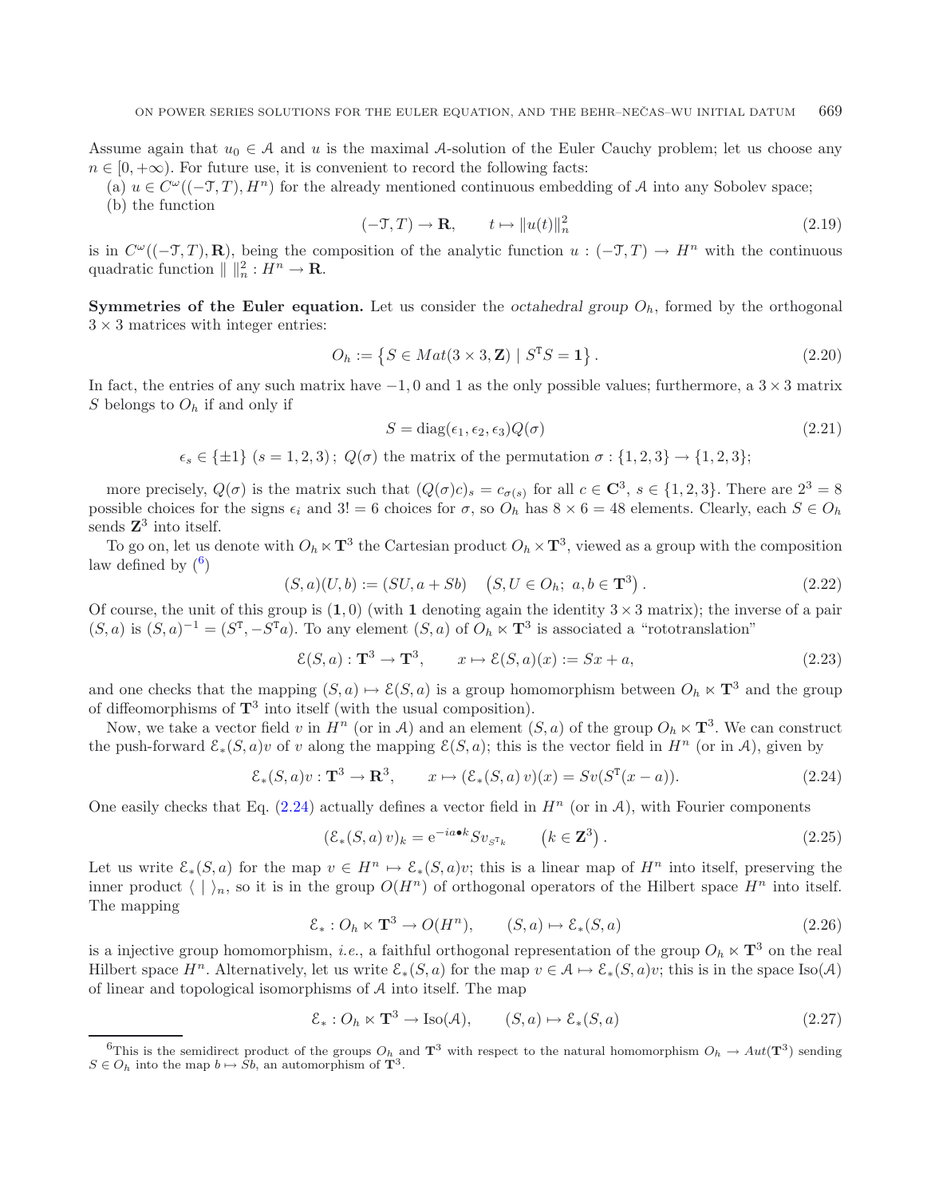Assume again that $u_0 \in \mathcal{A}$ and $u$ is the maximal $\mathcal{A}$-solution of the Euler Cauchy problem; let us choose any $n \in [0, +\infty)$. For future use, it is convenient to record the following facts:

(a) $u \in C^\omega((-\mathcal{T}, T), H^n)$ for the already mentioned continuous embedding of $\mathcal{A}$ into any Sobolev space;

(b) the function

$$(-\mathcal{T}, T) \to \mathbf{R}, \qquad t \mapsto \|u(t)\|_n^2 \tag{2.19}$$

is in $C^\omega((-\mathcal{T}, T), \mathbf{R})$, being the composition of the analytic function $u : (-\mathcal{T}, T) \to H^n$ with the continuous quadratic function $\| \ \|_n^2 : H^n \to \mathbf{R}$.

**Symmetries of the Euler equation.** Let us consider the *octahedral group* $O_h$, formed by the orthogonal $3 \times 3$ matrices with integer entries:

$$O_h := \left\{ S \in Mat(3 \times 3, \mathbf{Z}) \mid S^{\mathrm{T}} S = \mathbf{1} \right\}. \tag{2.20}$$

In fact, the entries of any such matrix have $-1, 0$ and $1$ as the only possible values; furthermore, a $3 \times 3$ matrix $S$ belongs to $O_h$ if and only if

$$S = \mathrm{diag}(\epsilon_1, \epsilon_2, \epsilon_3) Q(\sigma) \tag{2.21}$$

$$\epsilon_s \in \{\pm 1\} \ (s = 1, 2, 3)\,; \ Q(\sigma) \text{ the matrix of the permutation } \sigma : \{1, 2, 3\} \to \{1, 2, 3\};$$

more precisely, $Q(\sigma)$ is the matrix such that $(Q(\sigma)c)_s = c_{\sigma(s)}$ for all $c \in \mathbf{C}^3$, $s \in \{1, 2, 3\}$. There are $2^3 = 8$ possible choices for the signs $\epsilon_i$ and $3! = 6$ choices for $\sigma$, so $O_h$ has $8 \times 6 = 48$ elements. Clearly, each $S \in O_h$ sends $\mathbf{Z}^3$ into itself.

To go on, let us denote with $O_h \ltimes \mathbf{T}^3$ the Cartesian product $O_h \times \mathbf{T}^3$, viewed as a group with the composition law defined by ([6])

$$(S, a)(U, b) := (SU, a + Sb) \quad \left(S, U \in O_h;\ a, b \in \mathbf{T}^3\right). \tag{2.22}$$

Of course, the unit of this group is $(\mathbf{1}, 0)$ (with $\mathbf{1}$ denoting again the identity $3 \times 3$ matrix); the inverse of a pair $(S, a)$ is $(S, a)^{-1} = (S^{\mathrm{T}}, -S^{\mathrm{T}} a)$. To any element $(S, a)$ of $O_h \ltimes \mathbf{T}^3$ is associated a "rototranslation"

$$\mathcal{E}(S, a) : \mathbf{T}^3 \to \mathbf{T}^3, \qquad x \mapsto \mathcal{E}(S, a)(x) := Sx + a, \tag{2.23}$$

and one checks that the mapping $(S, a) \mapsto \mathcal{E}(S, a)$ is a group homomorphism between $O_h \ltimes \mathbf{T}^3$ and the group of diffeomorphisms of $\mathbf{T}^3$ into itself (with the usual composition).

Now, we take a vector field $v$ in $H^n$ (or in $\mathcal{A}$) and an element $(S, a)$ of the group $O_h \ltimes \mathbf{T}^3$. We can construct the push-forward $\mathcal{E}_*(S, a)v$ of $v$ along the mapping $\mathcal{E}(S, a)$; this is the vector field in $H^n$ (or in $\mathcal{A}$), given by

$$\mathcal{E}_*(S, a)v : \mathbf{T}^3 \to \mathbf{R}^3, \qquad x \mapsto (\mathcal{E}_*(S, a)\, v)(x) = Sv(S^{\mathrm{T}}(x - a)). \tag{2.24}$$

One easily checks that Eq. (2.24) actually defines a vector field in $H^n$ (or in $\mathcal{A}$), with Fourier components

$$(\mathcal{E}_*(S, a)\, v)_k = \mathrm{e}^{-ia \bullet k} S v_{S^{\mathrm{T}} k} \qquad \left(k \in \mathbf{Z}^3\right). \tag{2.25}$$

Let us write $\mathcal{E}_*(S, a)$ for the map $v \in H^n \mapsto \mathcal{E}_*(S, a)v$; this is a linear map of $H^n$ into itself, preserving the inner product $\langle \ | \ \rangle_n$, so it is in the group $O(H^n)$ of orthogonal operators of the Hilbert space $H^n$ into itself. The mapping

$$\mathcal{E}_* : O_h \ltimes \mathbf{T}^3 \to O(H^n), \qquad (S, a) \mapsto \mathcal{E}_*(S, a) \tag{2.26}$$

is a injective group homomorphism, *i.e.*, a faithful orthogonal representation of the group $O_h \ltimes \mathbf{T}^3$ on the real Hilbert space $H^n$. Alternatively, let us write $\mathcal{E}_*(S, a)$ for the map $v \in \mathcal{A} \mapsto \mathcal{E}_*(S, a)v$; this is in the space $\mathrm{Iso}(\mathcal{A})$ of linear and topological isomorphisms of $\mathcal{A}$ into itself. The map

$$\mathcal{E}_* : O_h \ltimes \mathbf{T}^3 \to \mathrm{Iso}(\mathcal{A}), \qquad (S, a) \mapsto \mathcal{E}_*(S, a) \tag{2.27}$$

---

[6] This is the semidirect product of the groups $O_h$ and $\mathbf{T}^3$ with respect to the natural homomorphism $O_h \to Aut(\mathbf{T}^3)$ sending $S \in O_h$ into the map $b \mapsto Sb$, an automorphism of $\mathbf{T}^3$.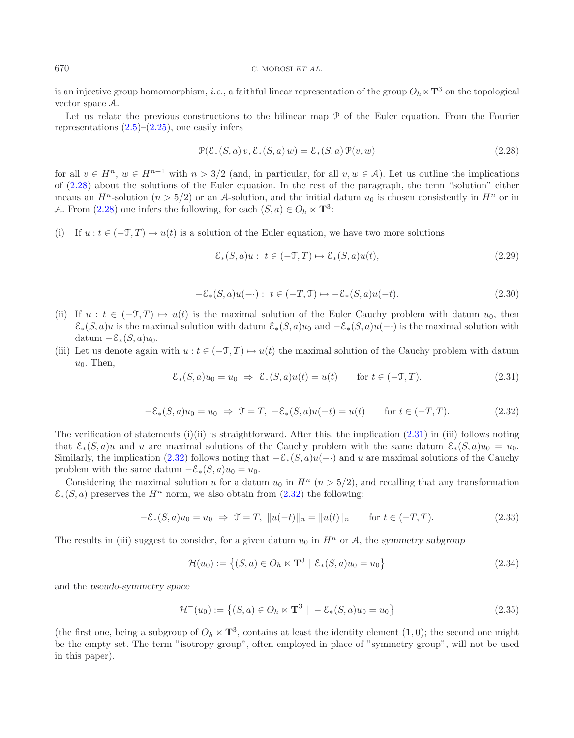is an injective group homomorphism, *i.e.*, a faithful linear representation of the group $O_h \ltimes \mathbf{T}^3$ on the topological vector space $\mathcal{A}$.

Let us relate the previous constructions to the bilinear map $\mathcal{P}$ of the Euler equation. From the Fourier representations (2.5)–(2.25), one easily infers

$$\mathcal{P}(\mathcal{E}_*(S,a)\, v, \mathcal{E}_*(S,a)\, w) = \mathcal{E}_*(S,a)\, \mathcal{P}(v,w) \tag{2.28}$$

for all $v \in H^n$, $w \in H^{n+1}$ with $n > 3/2$ (and, in particular, for all $v, w \in \mathcal{A}$). Let us outline the implications of (2.28) about the solutions of the Euler equation. In the rest of the paragraph, the term "solution" either means an $H^n$-solution ($n > 5/2$) or an $\mathcal{A}$-solution, and the initial datum $u_0$ is chosen consistently in $H^n$ or in $\mathcal{A}$. From (2.28) one infers the following, for each $(S,a) \in O_h \ltimes \mathbf{T}^3$:

(i) If $u : t \in (-\mathcal{T}, T) \mapsto u(t)$ is a solution of the Euler equation, we have two more solutions

$$\mathcal{E}_*(S,a)u : \; t \in (-\mathcal{T}, T) \mapsto \mathcal{E}_*(S,a)u(t), \tag{2.29}$$

$$-\mathcal{E}_*(S,a)u(-\cdot) : \; t \in (-T, \mathcal{T}) \mapsto -\mathcal{E}_*(S,a)u(-t). \tag{2.30}$$

(ii) If $u : t \in (-\mathcal{T}, T) \mapsto u(t)$ is the maximal solution of the Euler Cauchy problem with datum $u_0$, then $\mathcal{E}_*(S,a)u$ is the maximal solution with datum $\mathcal{E}_*(S,a)u_0$ and $-\mathcal{E}_*(S,a)u(-\cdot)$ is the maximal solution with datum $-\mathcal{E}_*(S,a)u_0$.

(iii) Let us denote again with $u : t \in (-\mathcal{T}, T) \mapsto u(t)$ the maximal solution of the Cauchy problem with datum $u_0$. Then,

$$\mathcal{E}_*(S,a)u_0 = u_0 \;\Rightarrow\; \mathcal{E}_*(S,a)u(t) = u(t) \qquad \text{for } t \in (-\mathcal{T}, T). \tag{2.31}$$

$$-\mathcal{E}_*(S,a)u_0 = u_0 \;\Rightarrow\; \mathcal{T} = T, \; -\mathcal{E}_*(S,a)u(-t) = u(t) \qquad \text{for } t \in (-T, T). \tag{2.32}$$

The verification of statements (i)(ii) is straightforward. After this, the implication (2.31) in (iii) follows noting that $\mathcal{E}_*(S,a)u$ and $u$ are maximal solutions of the Cauchy problem with the same datum $\mathcal{E}_*(S,a)u_0 = u_0$. Similarly, the implication (2.32) follows noting that $-\mathcal{E}_*(S,a)u(-\cdot)$ and $u$ are maximal solutions of the Cauchy problem with the same datum $-\mathcal{E}_*(S,a)u_0 = u_0$.

Considering the maximal solution $u$ for a datum $u_0$ in $H^n$ ($n > 5/2$), and recalling that any transformation $\mathcal{E}_*(S,a)$ preserves the $H^n$ norm, we also obtain from (2.32) the following:

$$-\mathcal{E}_*(S,a)u_0 = u_0 \;\Rightarrow\; \mathcal{T} = T, \; \|u(-t)\|_n = \|u(t)\|_n \qquad \text{for } t \in (-T, T). \tag{2.33}$$

The results in (iii) suggest to consider, for a given datum $u_0$ in $H^n$ or $\mathcal{A}$, the *symmetry subgroup*

$$\mathcal{H}(u_0) := \left\{ (S,a) \in O_h \ltimes \mathbf{T}^3 \mid \mathcal{E}_*(S,a)u_0 = u_0 \right\} \tag{2.34}$$

and the *pseudo-symmetry space*

$$\mathcal{H}^-(u_0) := \left\{ (S,a) \in O_h \ltimes \mathbf{T}^3 \mid -\mathcal{E}_*(S,a)u_0 = u_0 \right\} \tag{2.35}$$

(the first one, being a subgroup of $O_h \ltimes \mathbf{T}^3$, contains at least the identity element $(\mathbf{1}, 0)$; the second one might be the empty set. The term "isotropy group", often employed in place of "symmetry group", will not be used in this paper).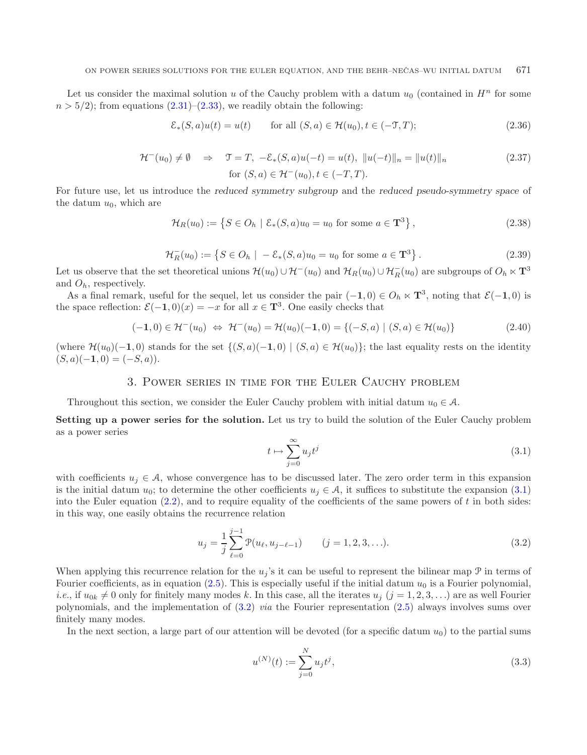Let us consider the maximal solution $u$ of the Cauchy problem with a datum $u_0$ (contained in $H^n$ for some $n > 5/2$); from equations (2.31)–(2.33), we readily obtain the following:

$$\mathcal{E}_*(S,a)u(t) = u(t) \qquad \text{for all } (S,a) \in \mathcal{H}(u_0), t \in (-\mathcal{T}, T); \tag{2.36}$$

$$\mathcal{H}^-(u_0) \neq \emptyset \quad \Rightarrow \quad \mathcal{T} = T, \ -\mathcal{E}_*(S,a)u(-t) = u(t), \ \|u(-t)\|_n = \|u(t)\|_n \tag{2.37}$$
$$\text{for } (S,a) \in \mathcal{H}^-(u_0), t \in (-T,T).$$

For future use, let us introduce the *reduced symmetry subgroup* and the *reduced pseudo-symmetry space* of the datum $u_0$, which are

$$\mathcal{H}_R(u_0) := \left\{ S \in O_h \mid \mathcal{E}_*(S,a)u_0 = u_0 \text{ for some } a \in \mathbf{T}^3 \right\}, \tag{2.38}$$

$$\mathcal{H}_R^-(u_0) := \left\{ S \in O_h \mid -\mathcal{E}_*(S,a)u_0 = u_0 \text{ for some } a \in \mathbf{T}^3 \right\}. \tag{2.39}$$

Let us observe that the set theoretical unions $\mathcal{H}(u_0) \cup \mathcal{H}^-(u_0)$ and $\mathcal{H}_R(u_0) \cup \mathcal{H}_R^-(u_0)$ are subgroups of $O_h \ltimes \mathbf{T}^3$ and $O_h$, respectively.

As a final remark, useful for the sequel, let us consider the pair $(-\mathbf{1}, 0) \in O_h \ltimes \mathbf{T}^3$, noting that $\mathcal{E}(-\mathbf{1}, 0)$ is the space reflection: $\mathcal{E}(-\mathbf{1}, 0)(x) = -x$ for all $x \in \mathbf{T}^3$. One easily checks that

$$(-\mathbf{1}, 0) \in \mathcal{H}^-(u_0) \ \Leftrightarrow \ \mathcal{H}^-(u_0) = \mathcal{H}(u_0)(-\mathbf{1}, 0) = \{(-S, a) \mid (S,a) \in \mathcal{H}(u_0)\} \tag{2.40}$$

(where $\mathcal{H}(u_0)(-\mathbf{1}, 0)$ stands for the set $\{(S,a)(-\mathbf{1}, 0) \mid (S,a) \in \mathcal{H}(u_0)\}$; the last equality rests on the identity $(S,a)(-\mathbf{1}, 0) = (-S, a)$).

## 3. Power series in time for the Euler Cauchy problem

Throughout this section, we consider the Euler Cauchy problem with initial datum $u_0 \in \mathcal{A}$.

**Setting up a power series for the solution.** Let us try to build the solution of the Euler Cauchy problem as a power series

$$t \mapsto \sum_{j=0}^{\infty} u_j t^j \tag{3.1}$$

with coefficients $u_j \in \mathcal{A}$, whose convergence has to be discussed later. The zero order term in this expansion is the initial datum $u_0$; to determine the other coefficients $u_j \in \mathcal{A}$, it suffices to substitute the expansion (3.1) into the Euler equation (2.2), and to require equality of the coefficients of the same powers of $t$ in both sides: in this way, one easily obtains the recurrence relation

$$u_j = \frac{1}{j} \sum_{\ell=0}^{j-1} \mathcal{P}(u_\ell, u_{j-\ell-1}) \qquad (j = 1, 2, 3, \ldots). \tag{3.2}$$

When applying this recurrence relation for the $u_j$'s it can be useful to represent the bilinear map $\mathcal{P}$ in terms of Fourier coefficients, as in equation (2.5). This is especially useful if the initial datum $u_0$ is a Fourier polynomial, *i.e.*, if $u_{0k} \neq 0$ only for finitely many modes $k$. In this case, all the iterates $u_j$ $(j = 1, 2, 3, \ldots)$ are as well Fourier polynomials, and the implementation of (3.2) *via* the Fourier representation (2.5) always involves sums over finitely many modes.

In the next section, a large part of our attention will be devoted (for a specific datum $u_0$) to the partial sums

$$u^{(N)}(t) := \sum_{j=0}^{N} u_j t^j, \tag{3.3}$$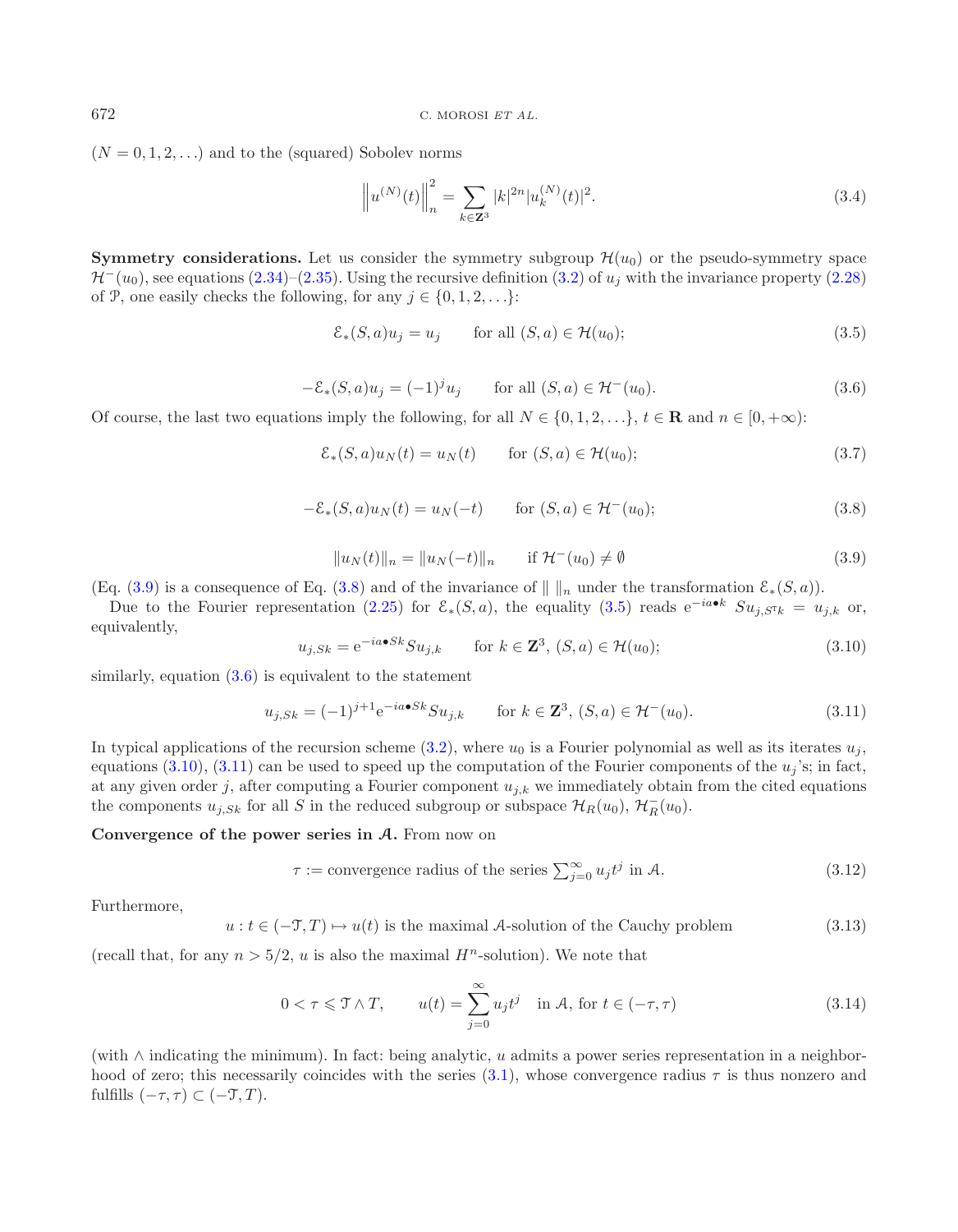$(N = 0, 1, 2, \ldots)$ and to the (squared) Sobolev norms

$$\left\| u^{(N)}(t) \right\|_n^2 = \sum_{k \in \mathbf{Z}^3} |k|^{2n} |u_k^{(N)}(t)|^2. \tag{3.4}$$

**Symmetry considerations.** Let us consider the symmetry subgroup $\mathcal{H}(u_0)$ or the pseudo-symmetry space $\mathcal{H}^-(u_0)$, see equations (2.34)–(2.35). Using the recursive definition (3.2) of $u_j$ with the invariance property (2.28) of $\mathcal{P}$, one easily checks the following, for any $j \in \{0, 1, 2, \ldots\}$:

$$\mathcal{E}_*(S, a) u_j = u_j \qquad \text{for all } (S, a) \in \mathcal{H}(u_0); \tag{3.5}$$

$$-\mathcal{E}_*(S, a) u_j = (-1)^j u_j \qquad \text{for all } (S, a) \in \mathcal{H}^-(u_0). \tag{3.6}$$

Of course, the last two equations imply the following, for all $N \in \{0, 1, 2, \ldots\}$, $t \in \mathbf{R}$ and $n \in [0, +\infty)$:

$$\mathcal{E}_*(S, a) u_N(t) = u_N(t) \qquad \text{for } (S, a) \in \mathcal{H}(u_0); \tag{3.7}$$

$$-\mathcal{E}_*(S, a) u_N(t) = u_N(-t) \qquad \text{for } (S, a) \in \mathcal{H}^-(u_0); \tag{3.8}$$

$$\|u_N(t)\|_n = \|u_N(-t)\|_n \qquad \text{if } \mathcal{H}^-(u_0) \neq \emptyset \tag{3.9}$$

(Eq. (3.9) is a consequence of Eq. (3.8) and of the invariance of $\| \; \|_n$ under the transformation $\mathcal{E}_*(S, a)$).

Due to the Fourier representation (2.25) for $\mathcal{E}_*(S, a)$, the equality (3.5) reads $\mathrm{e}^{-ia \bullet k} \, S u_{j, S^\mathrm{T} k} = u_{j,k}$ or, equivalently,

$$u_{j, Sk} = \mathrm{e}^{-ia \bullet Sk} S u_{j,k} \qquad \text{for } k \in \mathbf{Z}^3, \, (S, a) \in \mathcal{H}(u_0); \tag{3.10}$$

similarly, equation (3.6) is equivalent to the statement

$$u_{j, Sk} = (-1)^{j+1} \mathrm{e}^{-ia \bullet Sk} S u_{j,k} \qquad \text{for } k \in \mathbf{Z}^3, \, (S, a) \in \mathcal{H}^-(u_0). \tag{3.11}$$

In typical applications of the recursion scheme (3.2), where $u_0$ is a Fourier polynomial as well as its iterates $u_j$, equations (3.10), (3.11) can be used to speed up the computation of the Fourier components of the $u_j$'s; in fact, at any given order $j$, after computing a Fourier component $u_{j,k}$ we immediately obtain from the cited equations the components $u_{j,Sk}$ for all $S$ in the reduced subgroup or subspace $\mathcal{H}_R(u_0)$, $\mathcal{H}_R^-(u_0)$.

**Convergence of the power series in $\mathcal{A}$.** From now on

$$\tau := \text{convergence radius of the series } \sum_{j=0}^{\infty} u_j t^j \text{ in } \mathcal{A}. \tag{3.12}$$

Furthermore,

$$u : t \in (-\mathcal{T}, T) \mapsto u(t) \text{ is the maximal } \mathcal{A}\text{-solution of the Cauchy problem} \tag{3.13}$$

(recall that, for any $n > 5/2$, $u$ is also the maximal $H^n$-solution). We note that

$$0 < \tau \leqslant \mathcal{T} \wedge T, \qquad u(t) = \sum_{j=0}^{\infty} u_j t^j \quad \text{in } \mathcal{A}, \text{ for } t \in (-\tau, \tau) \tag{3.14}$$

(with $\wedge$ indicating the minimum). In fact: being analytic, $u$ admits a power series representation in a neighborhood of zero; this necessarily coincides with the series (3.1), whose convergence radius $\tau$ is thus nonzero and fulfills $(-\tau, \tau) \subset (-\mathcal{T}, T)$.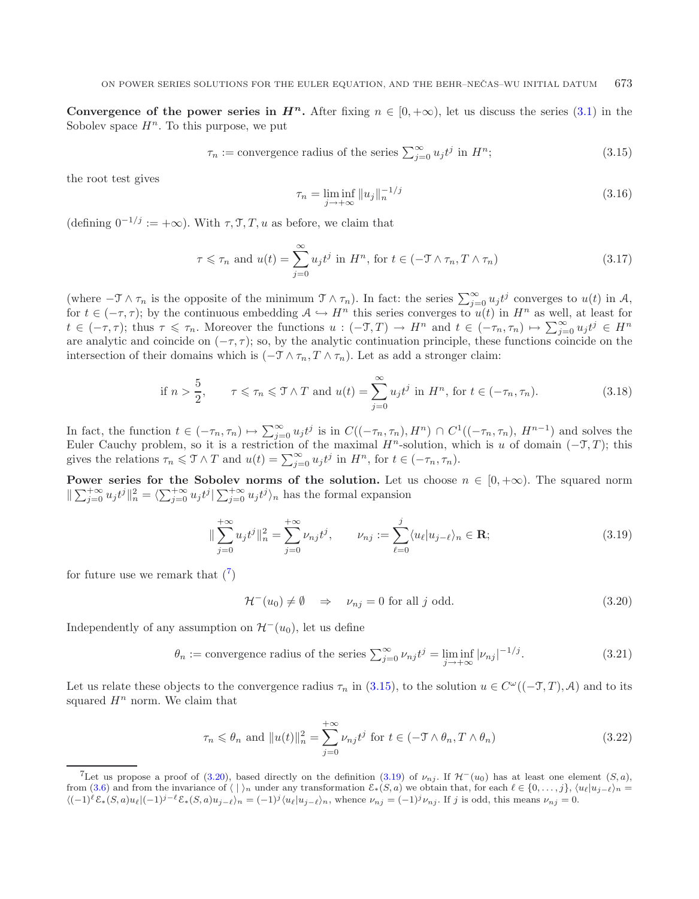**Convergence of the power series in $H^n$.** After fixing $n \in [0, +\infty)$, let us discuss the series (3.1) in the Sobolev space $H^n$. To this purpose, we put

$$\tau_n := \text{convergence radius of the series } \sum_{j=0}^{\infty} u_j t^j \text{ in } H^n; \tag{3.15}$$

the root test gives

$$\tau_n = \liminf_{j \to +\infty} \|u_j\|_n^{-1/j} \tag{3.16}$$

(defining $0^{-1/j} := +\infty$). With $\tau, \mathcal{T}, T, u$ as before, we claim that

$$\tau \leqslant \tau_n \text{ and } u(t) = \sum_{j=0}^{\infty} u_j t^j \text{ in } H^n, \text{ for } t \in (-\mathcal{T} \wedge \tau_n, T \wedge \tau_n) \tag{3.17}$$

(where $-\mathcal{T} \wedge \tau_n$ is the opposite of the minimum $\mathcal{T} \wedge \tau_n$). In fact: the series $\sum_{j=0}^{\infty} u_j t^j$ converges to $u(t)$ in $\mathcal{A}$, for $t \in (-\tau, \tau)$; by the continuous embedding $\mathcal{A} \hookrightarrow H^n$ this series converges to $u(t)$ in $H^n$ as well, at least for $t \in (-\tau, \tau)$; thus $\tau \leqslant \tau_n$. Moreover the functions $u : (-\mathcal{T}, T) \to H^n$ and $t \in (-\tau_n, \tau_n) \mapsto \sum_{j=0}^{\infty} u_j t^j \in H^n$ are analytic and coincide on $(-\tau, \tau)$; so, by the analytic continuation principle, these functions coincide on the intersection of their domains which is $(-\mathcal{T} \wedge \tau_n, T \wedge \tau_n)$. Let as add a stronger claim:

$$\text{if } n > \frac{5}{2}, \qquad \tau \leqslant \tau_n \leqslant \mathcal{T} \wedge T \text{ and } u(t) = \sum_{j=0}^{\infty} u_j t^j \text{ in } H^n, \text{ for } t \in (-\tau_n, \tau_n). \tag{3.18}$$

In fact, the function $t \in (-\tau_n, \tau_n) \mapsto \sum_{j=0}^{\infty} u_j t^j$ is in $C((-\tau_n, \tau_n), H^n) \cap C^1((-\tau_n, \tau_n), H^{n-1})$ and solves the Euler Cauchy problem, so it is a restriction of the maximal $H^n$-solution, which is $u$ of domain $(-\mathcal{T}, T)$; this gives the relations $\tau_n \leqslant \mathcal{T} \wedge T$ and $u(t) = \sum_{j=0}^{\infty} u_j t^j$ in $H^n$, for $t \in (-\tau_n, \tau_n)$.

**Power series for the Sobolev norms of the solution.** Let us choose $n \in [0, +\infty)$. The squared norm $\| \sum_{j=0}^{+\infty} u_j t^j \|_n^2 = \langle \sum_{j=0}^{+\infty} u_j t^j | \sum_{j=0}^{+\infty} u_j t^j \rangle_n$ has the formal expansion

$$\| \sum_{j=0}^{+\infty} u_j t^j \|_n^2 = \sum_{j=0}^{+\infty} \nu_{nj} t^j, \qquad \nu_{nj} := \sum_{\ell=0}^{j} \langle u_\ell | u_{j-\ell} \rangle_n \in \mathbf{R}; \tag{3.19}$$

for future use we remark that ([7])

$$\mathcal{H}^-(u_0) \neq \emptyset \quad \Rightarrow \quad \nu_{nj} = 0 \text{ for all } j \text{ odd}. \tag{3.20}$$

Independently of any assumption on $\mathcal{H}^-(u_0)$, let us define

$$\theta_n := \text{convergence radius of the series } \sum_{j=0}^{\infty} \nu_{nj} t^j = \liminf_{j \to +\infty} |\nu_{nj}|^{-1/j}. \tag{3.21}$$

Let us relate these objects to the convergence radius $\tau_n$ in (3.15), to the solution $u \in C^\omega((-\mathcal{T}, T), \mathcal{A})$ and to its squared $H^n$ norm. We claim that

$$\tau_n \leqslant \theta_n \text{ and } \|u(t)\|_n^2 = \sum_{j=0}^{+\infty} \nu_{nj} t^j \text{ for } t \in (-\mathcal{T} \wedge \theta_n, T \wedge \theta_n) \tag{3.22}$$

---

[7] Let us propose a proof of (3.20), based directly on the definition (3.19) of $\nu_{nj}$. If $\mathcal{H}^-(u_0)$ has at least one element $(S, a)$, from (3.6) and from the invariance of $\langle \, | \, \rangle_n$ under any transformation $\mathcal{E}_*(S, a)$ we obtain that, for each $\ell \in \{0, \ldots, j\}$, $\langle u_\ell | u_{j-\ell} \rangle_n = \langle (-1)^\ell \mathcal{E}_*(S, a) u_\ell | (-1)^{j-\ell} \mathcal{E}_*(S, a) u_{j-\ell} \rangle_n = (-1)^j \langle u_\ell | u_{j-\ell} \rangle_n$, whence $\nu_{nj} = (-1)^j \nu_{nj}$. If $j$ is odd, this means $\nu_{nj} = 0$.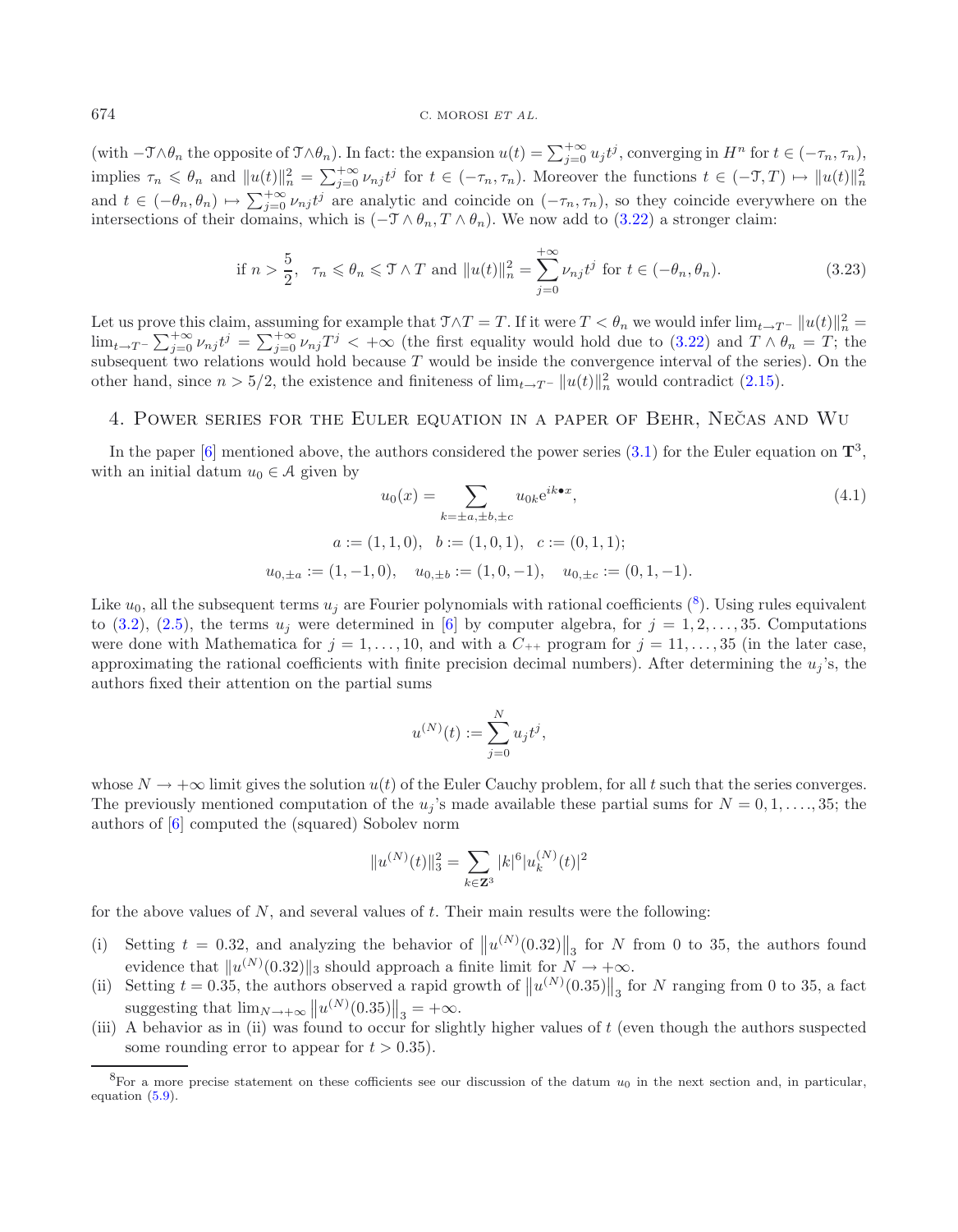(with $-\mathcal{T}\wedge\theta_n$ the opposite of $\mathcal{T}\wedge\theta_n$). In fact: the expansion $u(t) = \sum_{j=0}^{+\infty} u_j t^j$, converging in $H^n$ for $t \in (-\tau_n, \tau_n)$, implies $\tau_n \leqslant \theta_n$ and $\|u(t)\|_n^2 = \sum_{j=0}^{+\infty} \nu_{nj} t^j$ for $t \in (-\tau_n, \tau_n)$. Moreover the functions $t \in (-\mathcal{T}, T) \mapsto \|u(t)\|_n^2$ and $t \in (-\theta_n, \theta_n) \mapsto \sum_{j=0}^{+\infty} \nu_{nj} t^j$ are analytic and coincide on $(-\tau_n, \tau_n)$, so they coincide everywhere on the intersections of their domains, which is $(-\mathcal{T}\wedge\theta_n, T\wedge\theta_n)$. We now add to (3.22) a stronger claim:

$$\text{if } n > \frac{5}{2}, \quad \tau_n \leqslant \theta_n \leqslant \mathcal{T}\wedge T \text{ and } \|u(t)\|_n^2 = \sum_{j=0}^{+\infty} \nu_{nj} t^j \text{ for } t \in (-\theta_n, \theta_n). \tag{3.23}$$

Let us prove this claim, assuming for example that $\mathcal{T}\wedge T = T$. If it were $T < \theta_n$ we would infer $\lim_{t\to T^-} \|u(t)\|_n^2 = \lim_{t\to T^-} \sum_{j=0}^{+\infty} \nu_{nj} t^j = \sum_{j=0}^{+\infty} \nu_{nj} T^j < +\infty$ (the first equality would hold due to (3.22) and $T\wedge\theta_n = T$; the subsequent two relations would hold because $T$ would be inside the convergence interval of the series). On the other hand, since $n > 5/2$, the existence and finiteness of $\lim_{t\to T^-} \|u(t)\|_n^2$ would contradict (2.15).

## 4. Power series for the Euler equation in a paper of Behr, Nečas and Wu

In the paper [6] mentioned above, the authors considered the power series (3.1) for the Euler equation on $\mathbf{T}^3$, with an initial datum $u_0 \in \mathcal{A}$ given by

$$u_0(x) = \sum_{k=\pm a, \pm b, \pm c} u_{0k} \mathrm{e}^{ik\bullet x}, \tag{4.1}$$

$$a := (1,1,0), \quad b := (1,0,1), \quad c := (0,1,1);$$

$$u_{0,\pm a} := (1,-1,0), \quad u_{0,\pm b} := (1,0,-1), \quad u_{0,\pm c} := (0,1,-1).$$

Like $u_0$, all the subsequent terms $u_j$ are Fourier polynomials with rational coefficients ([8]). Using rules equivalent to (3.2), (2.5), the terms $u_j$ were determined in [6] by computer algebra, for $j = 1, 2, \ldots, 35$. Computations were done with Mathematica for $j = 1, \ldots, 10$, and with a $C_{++}$ program for $j = 11, \ldots, 35$ (in the later case, approximating the rational coefficients with finite precision decimal numbers). After determining the $u_j$'s, the authors fixed their attention on the partial sums

$$u^{(N)}(t) := \sum_{j=0}^{N} u_j t^j,$$

whose $N \to +\infty$ limit gives the solution $u(t)$ of the Euler Cauchy problem, for all $t$ such that the series converges. The previously mentioned computation of the $u_j$'s made available these partial sums for $N = 0, 1, \ldots, 35$; the authors of [6] computed the (squared) Sobolev norm

$$\|u^{(N)}(t)\|_3^2 = \sum_{k\in\mathbf{Z}^3} |k|^6 |u_k^{(N)}(t)|^2$$

for the above values of $N$, and several values of $t$. Their main results were the following:

(i) Setting $t = 0.32$, and analyzing the behavior of $\left\|u^{(N)}(0.32)\right\|_3$ for $N$ from 0 to 35, the authors found evidence that $\|u^{(N)}(0.32)\|_3$ should approach a finite limit for $N \to +\infty$.

(ii) Setting $t = 0.35$, the authors observed a rapid growth of $\left\|u^{(N)}(0.35)\right\|_3$ for $N$ ranging from 0 to 35, a fact suggesting that $\lim_{N\to+\infty} \left\|u^{(N)}(0.35)\right\|_3 = +\infty$.

(iii) A behavior as in (ii) was found to occur for slightly higher values of $t$ (even though the authors suspected some rounding error to appear for $t > 0.35$).

---

[8] For a more precise statement on these cofficients see our discussion of the datum $u_0$ in the next section and, in particular, equation (5.9).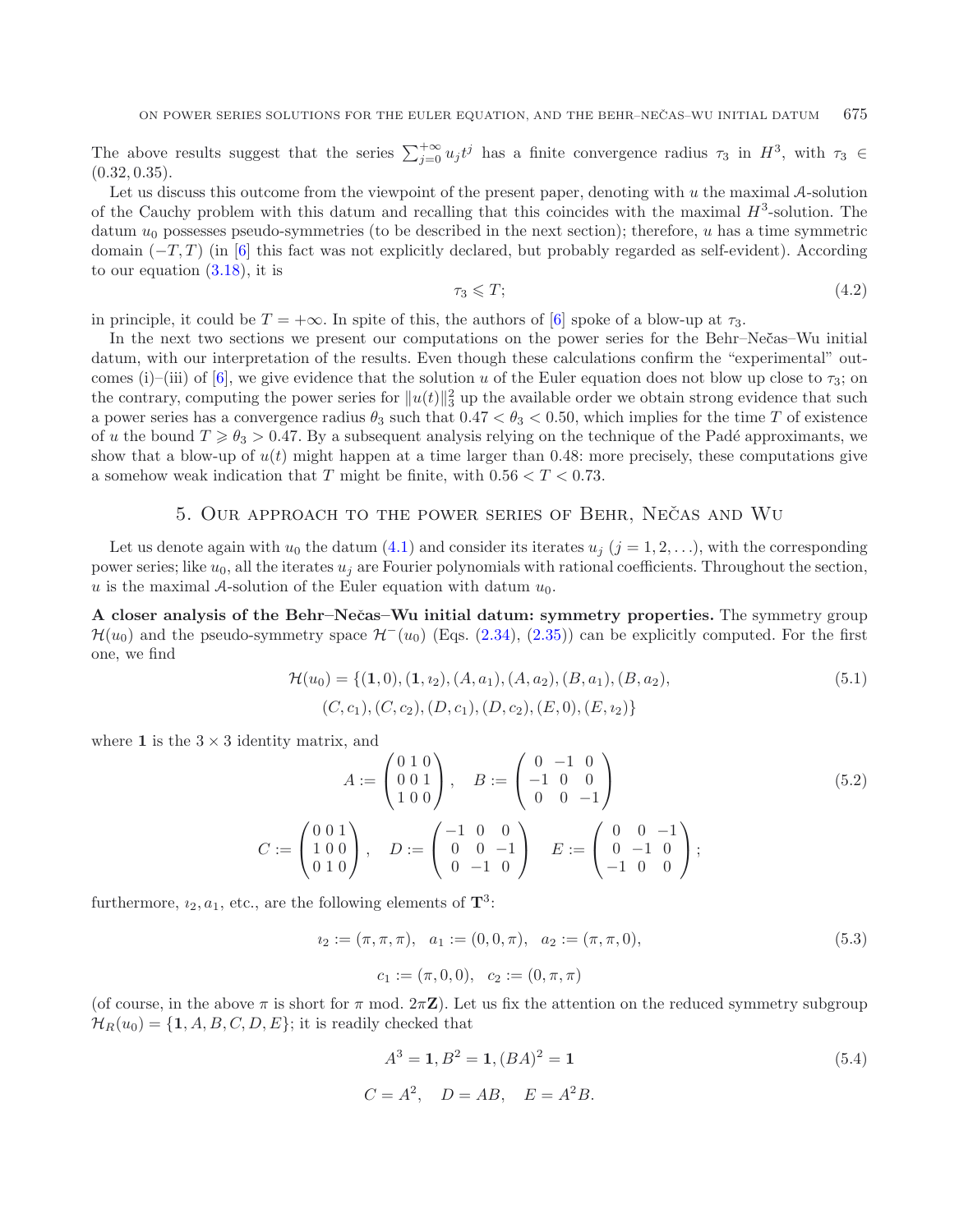The above results suggest that the series $\sum_{j=0}^{+\infty} u_j t^j$ has a finite convergence radius $\tau_3$ in $H^3$, with $\tau_3 \in (0.32, 0.35)$.

Let us discuss this outcome from the viewpoint of the present paper, denoting with $u$ the maximal $\mathcal{A}$-solution of the Cauchy problem with this datum and recalling that this coincides with the maximal $H^3$-solution. The datum $u_0$ possesses pseudo-symmetries (to be described in the next section); therefore, $u$ has a time symmetric domain $(-T, T)$ (in [6] this fact was not explicitly declared, but probably regarded as self-evident). According to our equation (3.18), it is

$$\tau_3 \leqslant T; \tag{4.2}$$

in principle, it could be $T = +\infty$. In spite of this, the authors of [6] spoke of a blow-up at $\tau_3$.

In the next two sections we present our computations on the power series for the Behr–Nečas–Wu initial datum, with our interpretation of the results. Even though these calculations confirm the "experimental" outcomes (i)–(iii) of [6], we give evidence that the solution $u$ of the Euler equation does not blow up close to $\tau_3$; on the contrary, computing the power series for $\|u(t)\|_3^2$ up the available order we obtain strong evidence that such a power series has a convergence radius $\theta_3$ such that $0.47 < \theta_3 < 0.50$, which implies for the time $T$ of existence of $u$ the bound $T \geqslant \theta_3 > 0.47$. By a subsequent analysis relying on the technique of the Padé approximants, we show that a blow-up of $u(t)$ might happen at a time larger than 0.48: more precisely, these computations give a somehow weak indication that $T$ might be finite, with $0.56 < T < 0.73$.

## 5. Our approach to the power series of Behr, Nečas and Wu

Let us denote again with $u_0$ the datum (4.1) and consider its iterates $u_j$ $(j = 1, 2, \ldots)$, with the corresponding power series; like $u_0$, all the iterates $u_j$ are Fourier polynomials with rational coefficients. Throughout the section, $u$ is the maximal $\mathcal{A}$-solution of the Euler equation with datum $u_0$.

**A closer analysis of the Behr–Nečas–Wu initial datum: symmetry properties.** The symmetry group $\mathcal{H}(u_0)$ and the pseudo-symmetry space $\mathcal{H}^-(u_0)$ (Eqs. (2.34), (2.35)) can be explicitly computed. For the first one, we find

$$\mathcal{H}(u_0) = \{(\mathbf{1}, 0), (\mathbf{1}, \imath_2), (A, a_1), (A, a_2), (B, a_1), (B, a_2), (C, c_1), (C, c_2), (D, c_1), (D, c_2), (E, 0), (E, \imath_2)\} \tag{5.1}$$

where $\mathbf{1}$ is the $3 \times 3$ identity matrix, and

$$A := \begin{pmatrix} 0 & 1 & 0 \\ 0 & 0 & 1 \\ 1 & 0 & 0 \end{pmatrix}, \quad B := \begin{pmatrix} 0 & -1 & 0 \\ -1 & 0 & 0 \\ 0 & 0 & -1 \end{pmatrix} \tag{5.2}$$

$$C := \begin{pmatrix} 0 & 0 & 1 \\ 1 & 0 & 0 \\ 0 & 1 & 0 \end{pmatrix}, \quad D := \begin{pmatrix} -1 & 0 & 0 \\ 0 & 0 & -1 \\ 0 & -1 & 0 \end{pmatrix} \quad E := \begin{pmatrix} 0 & 0 & -1 \\ 0 & -1 & 0 \\ -1 & 0 & 0 \end{pmatrix};$$

furthermore, $\imath_2, a_1$, etc., are the following elements of $\mathbf{T}^3$:

$$\imath_2 := (\pi, \pi, \pi), \quad a_1 := (0, 0, \pi), \quad a_2 := (\pi, \pi, 0), \tag{5.3}$$

$$c_1 := (\pi, 0, 0), \quad c_2 := (0, \pi, \pi)$$

(of course, in the above $\pi$ is short for $\pi$ mod. $2\pi\mathbf{Z}$). Let us fix the attention on the reduced symmetry subgroup $\mathcal{H}_R(u_0) = \{\mathbf{1}, A, B, C, D, E\}$; it is readily checked that

$$A^3 = \mathbf{1}, B^2 = \mathbf{1}, (BA)^2 = \mathbf{1} \tag{5.4}$$

$$C = A^2, \quad D = AB, \quad E = A^2 B.$$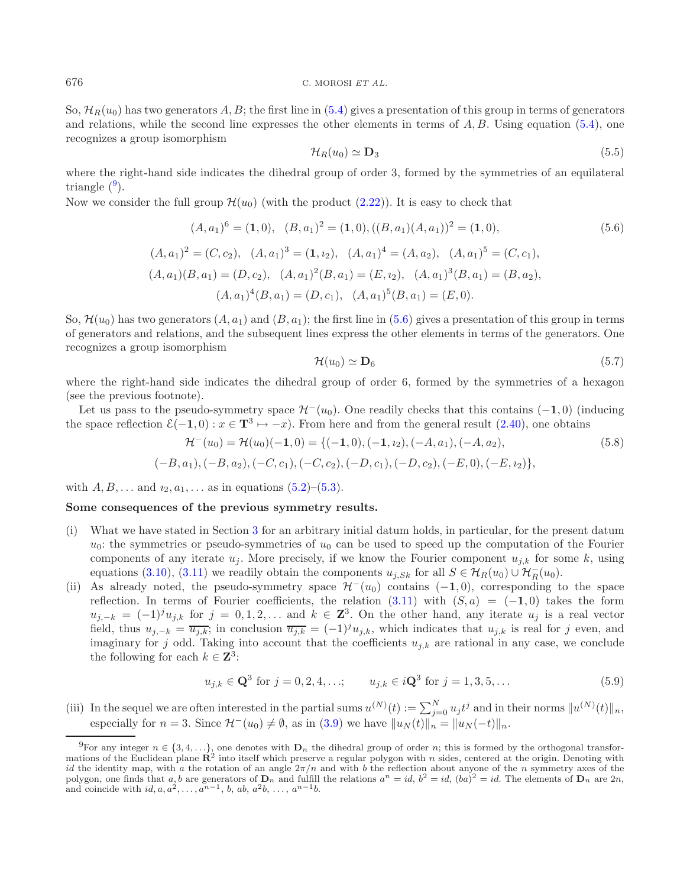So, $\mathcal{H}_R(u_0)$ has two generators $A, B$; the first line in (5.4) gives a presentation of this group in terms of generators and relations, while the second line expresses the other elements in terms of $A, B$. Using equation (5.4), one recognizes a group isomorphism

$$\mathcal{H}_R(u_0) \simeq \mathbf{D}_3 \tag{5.5}$$

where the right-hand side indicates the dihedral group of order 3, formed by the symmetries of an equilateral triangle ([9]).

Now we consider the full group $\mathcal{H}(u_0)$ (with the product (2.22)). It is easy to check that

$$(A, a_1)^6 = (\mathbf{1}, 0), \quad (B, a_1)^2 = (\mathbf{1}, 0), ((B, a_1)(A, a_1))^2 = (\mathbf{1}, 0), \tag{5.6}$$

$$(A, a_1)^2 = (C, c_2), \quad (A, a_1)^3 = (\mathbf{1}, \imath_2), \quad (A, a_1)^4 = (A, a_2), \quad (A, a_1)^5 = (C, c_1),$$

$$(A, a_1)(B, a_1) = (D, c_2), \quad (A, a_1)^2(B, a_1) = (E, \imath_2), \quad (A, a_1)^3(B, a_1) = (B, a_2),$$

$$(A, a_1)^4(B, a_1) = (D, c_1), \quad (A, a_1)^5(B, a_1) = (E, 0).$$

So, $\mathcal{H}(u_0)$ has two generators $(A, a_1)$ and $(B, a_1)$; the first line in (5.6) gives a presentation of this group in terms of generators and relations, and the subsequent lines express the other elements in terms of the generators. One recognizes a group isomorphism

$$\mathcal{H}(u_0) \simeq \mathbf{D}_6 \tag{5.7}$$

where the right-hand side indicates the dihedral group of order 6, formed by the symmetries of a hexagon (see the previous footnote).

Let us pass to the pseudo-symmetry space $\mathcal{H}^-(u_0)$. One readily checks that this contains $(-\mathbf{1}, 0)$ (inducing the space reflection $\mathcal{E}(-\mathbf{1}, 0) : x \in \mathbf{T}^3 \mapsto -x$). From here and from the general result (2.40), one obtains

$$\mathcal{H}^-(u_0) = \mathcal{H}(u_0)(-\mathbf{1}, 0) = \{(-\mathbf{1}, 0), (-\mathbf{1}, \imath_2), (-A, a_1), (-A, a_2), \tag{5.8}$$

$$(-B, a_1), (-B, a_2), (-C, c_1), (-C, c_2), (-D, c_1), (-D, c_2), (-E, 0), (-E, \imath_2)\},$$

with $A, B, \ldots$ and $\imath_2, a_1, \ldots$ as in equations (5.2)–(5.3).

**Some consequences of the previous symmetry results.**

(i) What we have stated in Section 3 for an arbitrary initial datum holds, in particular, for the present datum $u_0$: the symmetries or pseudo-symmetries of $u_0$ can be used to speed up the computation of the Fourier components of any iterate $u_j$. More precisely, if we know the Fourier component $u_{j,k}$ for some $k$, using equations (3.10), (3.11) we readily obtain the components $u_{j,Sk}$ for all $S \in \mathcal{H}_R(u_0) \cup \mathcal{H}_R^-(u_0)$.

(ii) As already noted, the pseudo-symmetry space $\mathcal{H}^-(u_0)$ contains $(-\mathbf{1}, 0)$, corresponding to the space reflection. In terms of Fourier coefficients, the relation (3.11) with $(S, a) = (-\mathbf{1}, 0)$ takes the form $u_{j,-k} = (-1)^j u_{j,k}$ for $j = 0, 1, 2, \ldots$ and $k \in \mathbf{Z}^3$. On the other hand, any iterate $u_j$ is a real vector field, thus $u_{j,-k} = \overline{u_{j,k}}$; in conclusion $\overline{u_{j,k}} = (-1)^j u_{j,k}$, which indicates that $u_{j,k}$ is real for $j$ even, and imaginary for $j$ odd. Taking into account that the coefficients $u_{j,k}$ are rational in any case, we conclude the following for each $k \in \mathbf{Z}^3$:

$$u_{j,k} \in \mathbf{Q}^3 \text{ for } j = 0, 2, 4, \ldots; \qquad u_{j,k} \in i\mathbf{Q}^3 \text{ for } j = 1, 3, 5, \ldots \tag{5.9}$$

(iii) In the sequel we are often interested in the partial sums $u^{(N)}(t) := \sum_{j=0}^{N} u_j t^j$ and in their norms $\|u^{(N)}(t)\|_n$, especially for $n = 3$. Since $\mathcal{H}^-(u_0) \neq \emptyset$, as in (3.9) we have $\|u_N(t)\|_n = \|u_N(-t)\|_n$.

[9] For any integer $n \in \{3, 4, \ldots\}$, one denotes with $\mathbf{D}_n$ the dihedral group of order $n$; this is formed by the orthogonal transformations of the Euclidean plane $\mathbf{R}^2$ into itself which preserve a regular polygon with $n$ sides, centered at the origin. Denoting with $id$ the identity map, with $a$ the rotation of an angle $2\pi/n$ and with $b$ the reflection about anyone of the $n$ symmetry axes of the polygon, one finds that $a, b$ are generators of $\mathbf{D}_n$ and fulfill the relations $a^n = id$, $b^2 = id$, $(ba)^2 = id$. The elements of $\mathbf{D}_n$ are $2n$, and coincide with $id, a, a^2, \ldots, a^{n-1}$, $b$, $ab$, $a^2b$, $\ldots$, $a^{n-1}b$.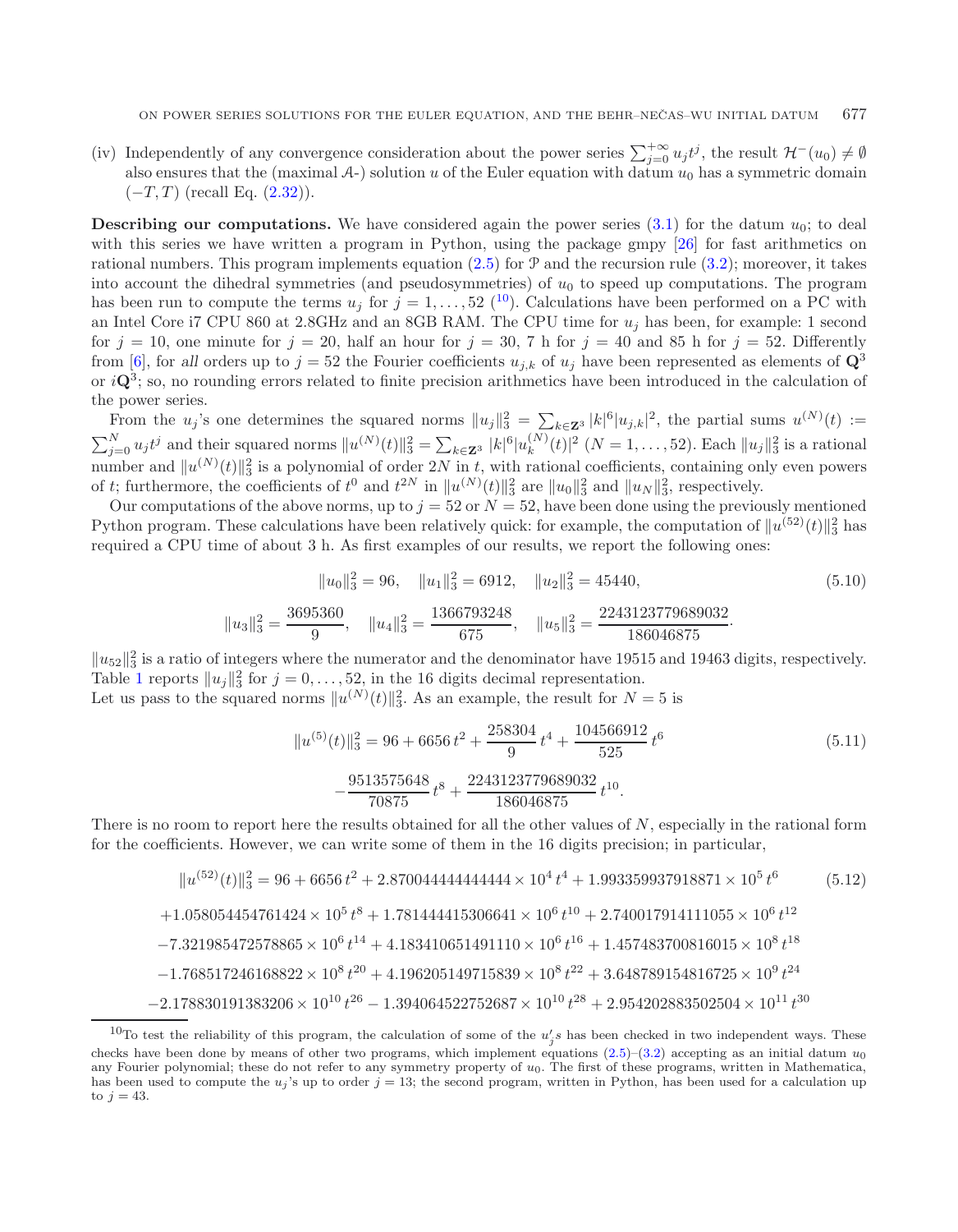(iv) Independently of any convergence consideration about the power series $\sum_{j=0}^{+\infty} u_j t^j$, the result $\mathcal{H}^-(u_0) \neq \emptyset$ also ensures that the (maximal $\mathcal{A}$-) solution $u$ of the Euler equation with datum $u_0$ has a symmetric domain $(-T, T)$ (recall Eq. (2.32)).

**Describing our computations.** We have considered again the power series (3.1) for the datum $u_0$; to deal with this series we have written a program in Python, using the package gmpy [26] for fast arithmetics on rational numbers. This program implements equation (2.5) for $\mathcal{P}$ and the recursion rule (3.2); moreover, it takes into account the dihedral symmetries (and pseudosymmetries) of $u_0$ to speed up computations. The program has been run to compute the terms $u_j$ for $j = 1, \dots, 52$ ([10]). Calculations have been performed on a PC with an Intel Core i7 CPU 860 at 2.8GHz and an 8GB RAM. The CPU time for $u_j$ has been, for example: 1 second for $j = 10$, one minute for $j = 20$, half an hour for $j = 30$, 7 h for $j = 40$ and 85 h for $j = 52$. Differently from [6], for *all* orders up to $j = 52$ the Fourier coefficients $u_{j,k}$ of $u_j$ have been represented as elements of $\mathbf{Q}^3$ or $i\mathbf{Q}^3$; so, no rounding errors related to finite precision arithmetics have been introduced in the calculation of the power series.

From the $u_j$'s one determines the squared norms $\|u_j\|_3^2 = \sum_{k\in\mathbf{Z}^3} |k|^6 |u_{j,k}|^2$, the partial sums $u^{(N)}(t) := \sum_{j=0}^{N} u_j t^j$ and their squared norms $\|u^{(N)}(t)\|_3^2 = \sum_{k\in\mathbf{Z}^3} |k|^6 |u_k^{(N)}(t)|^2$ ($N = 1, \dots, 52$). Each $\|u_j\|_3^2$ is a rational number and $\|u^{(N)}(t)\|_3^2$ is a polynomial of order $2N$ in $t$, with rational coefficients, containing only even powers of $t$; furthermore, the coefficients of $t^0$ and $t^{2N}$ in $\|u^{(N)}(t)\|_3^2$ are $\|u_0\|_3^2$ and $\|u_N\|_3^2$, respectively.

Our computations of the above norms, up to $j = 52$ or $N = 52$, have been done using the previously mentioned Python program. These calculations have been relatively quick: for example, the computation of $\|u^{(52)}(t)\|_3^2$ has required a CPU time of about 3 h. As first examples of our results, we report the following ones:

$$
\|u_0\|_3^2 = 96, \quad \|u_1\|_3^2 = 6912, \quad \|u_2\|_3^2 = 45440, \tag{5.10}
$$
$$
\|u_3\|_3^2 = \frac{3695360}{9}, \quad \|u_4\|_3^2 = \frac{1366793248}{675}, \quad \|u_5\|_3^2 = \frac{2243123779689032}{186046875}.
$$

$\|u_{52}\|_3^2$ is a ratio of integers where the numerator and the denominator have 19515 and 19463 digits, respectively. Table 1 reports $\|u_j\|_3^2$ for $j = 0, \dots, 52$, in the 16 digits decimal representation.
Let us pass to the squared norms $\|u^{(N)}(t)\|_3^2$. As an example, the result for $N = 5$ is

$$
\|u^{(5)}(t)\|_3^2 = 96 + 6656\, t^2 + \frac{258304}{9}\, t^4 + \frac{104566912}{525}\, t^6 \tag{5.11}
$$
$$
- \frac{9513575648}{70875}\, t^8 + \frac{2243123779689032}{186046875}\, t^{10}.
$$

There is no room to report here the results obtained for all the other values of $N$, especially in the rational form for the coefficients. However, we can write some of them in the 16 digits precision; in particular,

$$
\|u^{(52)}(t)\|_3^2 = 96 + 6656\, t^2 + 2.870044444444444 \times 10^4\, t^4 + 1.993359937918871 \times 10^5\, t^6 \tag{5.12}
$$
$$
+ 1.058054454761424 \times 10^5\, t^8 + 1.781444415306641 \times 10^6\, t^{10} + 2.740017914111055 \times 10^6\, t^{12}
$$
$$
- 7.321985472578865 \times 10^6\, t^{14} + 4.183410651491110 \times 10^6\, t^{16} + 1.457483700816015 \times 10^8\, t^{18}
$$
$$
- 1.768517246168822 \times 10^8\, t^{20} + 4.196205149715839 \times 10^8\, t^{22} + 3.648789154816725 \times 10^9\, t^{24}
$$
$$
- 2.178830191383206 \times 10^{10}\, t^{26} - 1.394064522752687 \times 10^{10}\, t^{28} + 2.954202883502504 \times 10^{11}\, t^{30}
$$

[10] To test the reliability of this program, the calculation of some of the $u_j'$s has been checked in two independent ways. These checks have been done by means of other two programs, which implement equations (2.5)–(3.2) accepting as an initial datum $u_0$ any Fourier polynomial; these do not refer to any symmetry property of $u_0$. The first of these programs, written in Mathematica, has been used to compute the $u_j$'s up to order $j = 13$; the second program, written in Python, has been used for a calculation up to $j = 43$.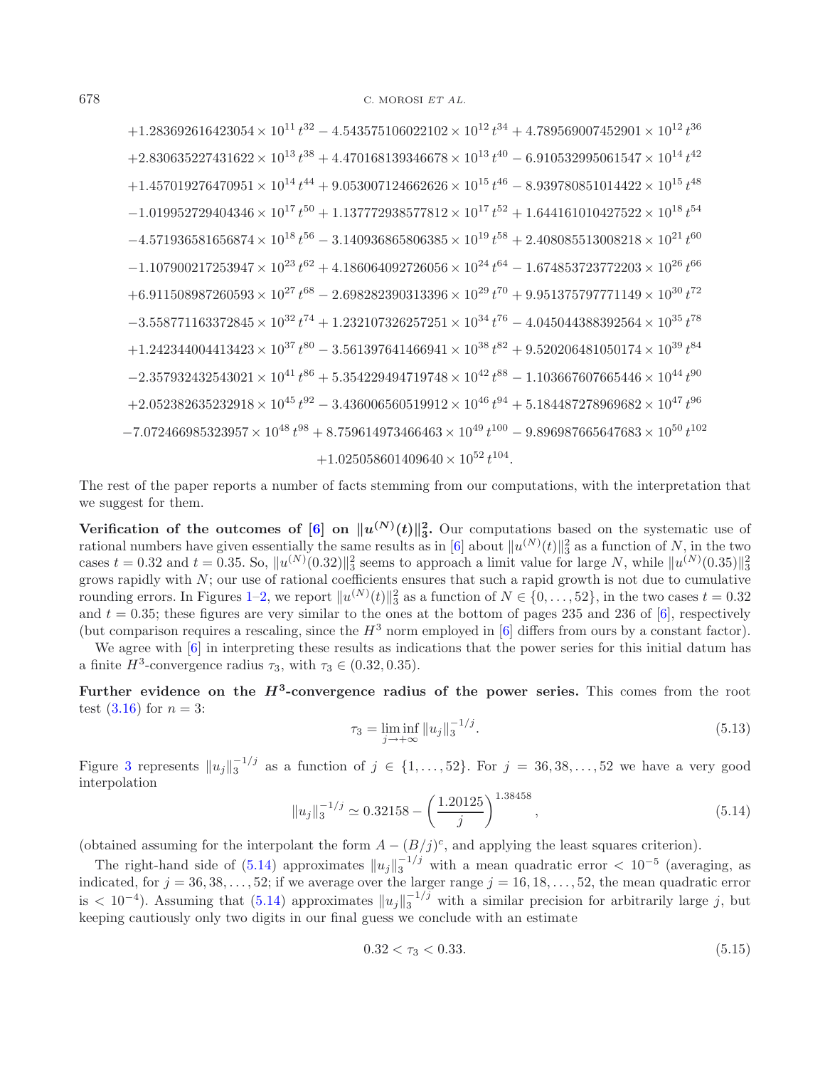$$
\begin{aligned}
&+1.283692616423054 \times 10^{11}\, t^{32} - 4.543575106022102 \times 10^{12}\, t^{34} + 4.789569007452901 \times 10^{12}\, t^{36} \\
&+2.830635227431622 \times 10^{13}\, t^{38} + 4.470168139346678 \times 10^{13}\, t^{40} - 6.910532995061547 \times 10^{14}\, t^{42} \\
&+1.457019276470951 \times 10^{14}\, t^{44} + 9.053007124662626 \times 10^{15}\, t^{46} - 8.939780851014422 \times 10^{15}\, t^{48} \\
&-1.019952729404346 \times 10^{17}\, t^{50} + 1.137772938577812 \times 10^{17}\, t^{52} + 1.644161010427522 \times 10^{18}\, t^{54} \\
&-4.571936581656874 \times 10^{18}\, t^{56} - 3.140936865806385 \times 10^{19}\, t^{58} + 2.408085513008218 \times 10^{21}\, t^{60} \\
&-1.107900217253947 \times 10^{23}\, t^{62} + 4.186064092726056 \times 10^{24}\, t^{64} - 1.674853723772203 \times 10^{26}\, t^{66} \\
&+6.911508987260593 \times 10^{27}\, t^{68} - 2.698282390313396 \times 10^{29}\, t^{70} + 9.951375797771149 \times 10^{30}\, t^{72} \\
&-3.558771163372845 \times 10^{32}\, t^{74} + 1.232107326257251 \times 10^{34}\, t^{76} - 4.045044388392564 \times 10^{35}\, t^{78} \\
&+1.242344004413423 \times 10^{37}\, t^{80} - 3.561397641466941 \times 10^{38}\, t^{82} + 9.520206481050174 \times 10^{39}\, t^{84} \\
&-2.357932432543021 \times 10^{41}\, t^{86} + 5.354229494719748 \times 10^{42}\, t^{88} - 1.103667607665446 \times 10^{44}\, t^{90} \\
&+2.052382635232918 \times 10^{45}\, t^{92} - 3.436006560519912 \times 10^{46}\, t^{94} + 5.184487278969682 \times 10^{47}\, t^{96} \\
&-7.072466985323957 \times 10^{48}\, t^{98} + 8.759614973466463 \times 10^{49}\, t^{100} - 9.896987665647683 \times 10^{50}\, t^{102} \\
&+1.025058601409640 \times 10^{52}\, t^{104}.
\end{aligned}
$$

The rest of the paper reports a number of facts stemming from our computations, with the interpretation that we suggest for them.

**Verification of the outcomes of [6] on $\|u^{(N)}(t)\|_3^2$.** Our computations based on the systematic use of rational numbers have given essentially the same results as in [6] about $\|u^{(N)}(t)\|_3^2$ as a function of $N$, in the two cases $t = 0.32$ and $t = 0.35$. So, $\|u^{(N)}(0.32)\|_3^2$ seems to approach a limit value for large $N$, while $\|u^{(N)}(0.35)\|_3^2$ grows rapidly with $N$; our use of rational coefficients ensures that such a rapid growth is not due to cumulative rounding errors. In Figures 1–2, we report $\|u^{(N)}(t)\|_3^2$ as a function of $N \in \{0, \ldots, 52\}$, in the two cases $t = 0.32$ and $t = 0.35$; these figures are very similar to the ones at the bottom of pages 235 and 236 of [6], respectively (but comparison requires a rescaling, since the $H^3$ norm employed in [6] differs from ours by a constant factor).

We agree with [6] in interpreting these results as indications that the power series for this initial datum has a finite $H^3$-convergence radius $\tau_3$, with $\tau_3 \in (0.32, 0.35)$.

**Further evidence on the $H^3$-convergence radius of the power series.** This comes from the root test (3.16) for $n = 3$:

$$
\tau_3 = \liminf_{j \to +\infty} \|u_j\|_3^{-1/j}. \tag{5.13}
$$

Figure 3 represents $\|u_j\|_3^{-1/j}$ as a function of $j \in \{1, \ldots, 52\}$. For $j = 36, 38, \ldots, 52$ we have a very good interpolation

$$
\|u_j\|_3^{-1/j} \simeq 0.32158 - \left(\frac{1.20125}{j}\right)^{1.38458}, \tag{5.14}
$$

(obtained assuming for the interpolant the form $A - (B/j)^c$, and applying the least squares criterion).

The right-hand side of (5.14) approximates $\|u_j\|_3^{-1/j}$ with a mean quadratic error $< 10^{-5}$ (averaging, as indicated, for $j = 36, 38, \ldots, 52$; if we average over the larger range $j = 16, 18, \ldots, 52$, the mean quadratic error is $< 10^{-4}$). Assuming that (5.14) approximates $\|u_j\|_3^{-1/j}$ with a similar precision for arbitrarily large $j$, but keeping cautiously only two digits in our final guess we conclude with an estimate

$$
0.32 < \tau_3 < 0.33. \tag{5.15}
$$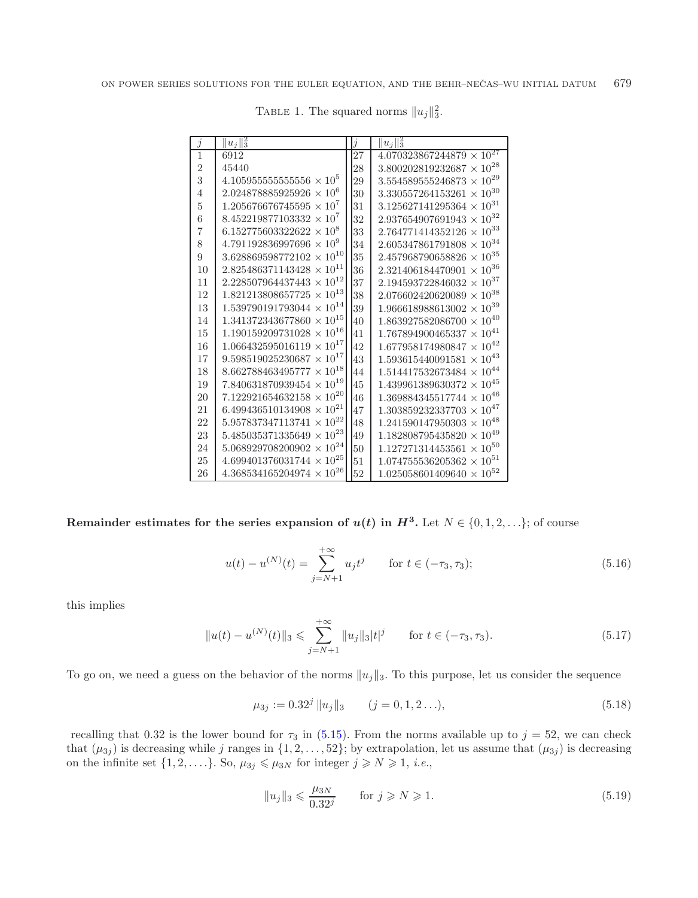TABLE 1. The squared norms $\|u_j\|_3^2$.

| $j$ | $\|u_j\|_3^2$ | $j$ | $\|u_j\|_3^2$ |
|---|---|---|---|
| 1 | 6912 | 27 | $4.070323867244879 \times 10^{27}$ |
| 2 | 45440 | 28 | $3.800202819232687 \times 10^{28}$ |
| 3 | $4.105955555555556 \times 10^{5}$ | 29 | $3.554589555246873 \times 10^{29}$ |
| 4 | $2.024878885925926 \times 10^{6}$ | 30 | $3.330557264153261 \times 10^{30}$ |
| 5 | $1.205676676745595 \times 10^{7}$ | 31 | $3.125627141295364 \times 10^{31}$ |
| 6 | $8.452219877103332 \times 10^{7}$ | 32 | $2.937654907691943 \times 10^{32}$ |
| 7 | $6.152775603322622 \times 10^{8}$ | 33 | $2.764771414352126 \times 10^{33}$ |
| 8 | $4.791192836997696 \times 10^{9}$ | 34 | $2.605347861791808 \times 10^{34}$ |
| 9 | $3.628869598772102 \times 10^{10}$ | 35 | $2.457968790658826 \times 10^{35}$ |
| 10 | $2.825486371143428 \times 10^{11}$ | 36 | $2.321406184470901 \times 10^{36}$ |
| 11 | $2.228507964437443 \times 10^{12}$ | 37 | $2.194593722846032 \times 10^{37}$ |
| 12 | $1.821213808657725 \times 10^{13}$ | 38 | $2.076602420620089 \times 10^{38}$ |
| 13 | $1.539790191793044 \times 10^{14}$ | 39 | $1.966618988613002 \times 10^{39}$ |
| 14 | $1.341372343677860 \times 10^{15}$ | 40 | $1.863927582086700 \times 10^{40}$ |
| 15 | $1.190159209731028 \times 10^{16}$ | 41 | $1.767894900465337 \times 10^{41}$ |
| 16 | $1.066432595016119 \times 10^{17}$ | 42 | $1.677958174980847 \times 10^{42}$ |
| 17 | $9.598519025230687 \times 10^{17}$ | 43 | $1.593615440091581 \times 10^{43}$ |
| 18 | $8.662788463495777 \times 10^{18}$ | 44 | $1.514417532673484 \times 10^{44}$ |
| 19 | $7.840631870939454 \times 10^{19}$ | 45 | $1.439961389630372 \times 10^{45}$ |
| 20 | $7.122921654632158 \times 10^{20}$ | 46 | $1.369884345517744 \times 10^{46}$ |
| 21 | $6.499436510134908 \times 10^{21}$ | 47 | $1.303859232337703 \times 10^{47}$ |
| 22 | $5.957837347113741 \times 10^{22}$ | 48 | $1.241590147950303 \times 10^{48}$ |
| 23 | $5.485035371335649 \times 10^{23}$ | 49 | $1.182808795435820 \times 10^{49}$ |
| 24 | $5.068929708200902 \times 10^{24}$ | 50 | $1.127271314453561 \times 10^{50}$ |
| 25 | $4.699401376031744 \times 10^{25}$ | 51 | $1.074755536205362 \times 10^{51}$ |
| 26 | $4.368534165204974 \times 10^{26}$ | 52 | $1.025058601409640 \times 10^{52}$ |

**Remainder estimates for the series expansion of $u(t)$ in $H^3$.** Let $N \in \{0, 1, 2, \ldots\}$; of course

$$u(t) - u^{(N)}(t) = \sum_{j=N+1}^{+\infty} u_j t^j \qquad \text{for } t \in (-\tau_3, \tau_3); \tag{5.16}$$

this implies

$$\|u(t) - u^{(N)}(t)\|_3 \leqslant \sum_{j=N+1}^{+\infty} \|u_j\|_3 |t|^j \qquad \text{for } t \in (-\tau_3, \tau_3). \tag{5.17}$$

To go on, we need a guess on the behavior of the norms $\|u_j\|_3$. To this purpose, let us consider the sequence

$$\mu_{3j} := 0.32^j \, \|u_j\|_3 \qquad (j = 0, 1, 2 \ldots), \tag{5.18}$$

recalling that 0.32 is the lower bound for $\tau_3$ in (5.15). From the norms available up to $j = 52$, we can check that $(\mu_{3j})$ is decreasing while $j$ ranges in $\{1, 2, \ldots, 52\}$; by extrapolation, let us assume that $(\mu_{3j})$ is decreasing on the infinite set $\{1, 2, \ldots.\}$. So, $\mu_{3j} \leqslant \mu_{3N}$ for integer $j \geqslant N \geqslant 1$, *i.e.*,

$$\|u_j\|_3 \leqslant \frac{\mu_{3N}}{0.32^j} \qquad \text{for } j \geqslant N \geqslant 1. \tag{5.19}$$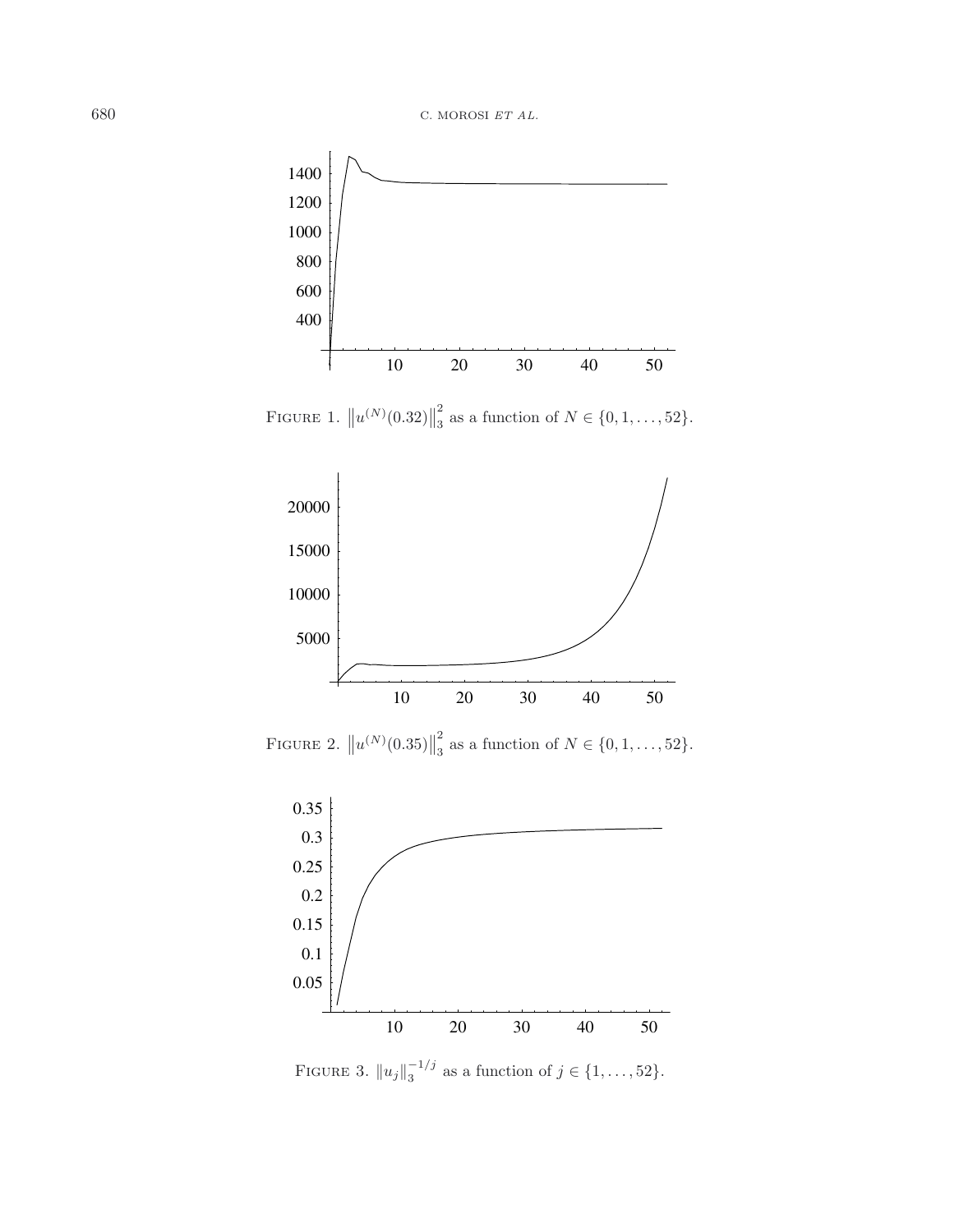FIGURE 1. $\left\|u^{(N)}(0.32)\right\|_3^2$ as a function of $N \in \{0, 1, \ldots, 52\}$.

FIGURE 2. $\left\|u^{(N)}(0.35)\right\|_3^2$ as a function of $N \in \{0, 1, \ldots, 52\}$.

FIGURE 3. $\|u_j\|_3^{-1/j}$ as a function of $j \in \{1, \ldots, 52\}$.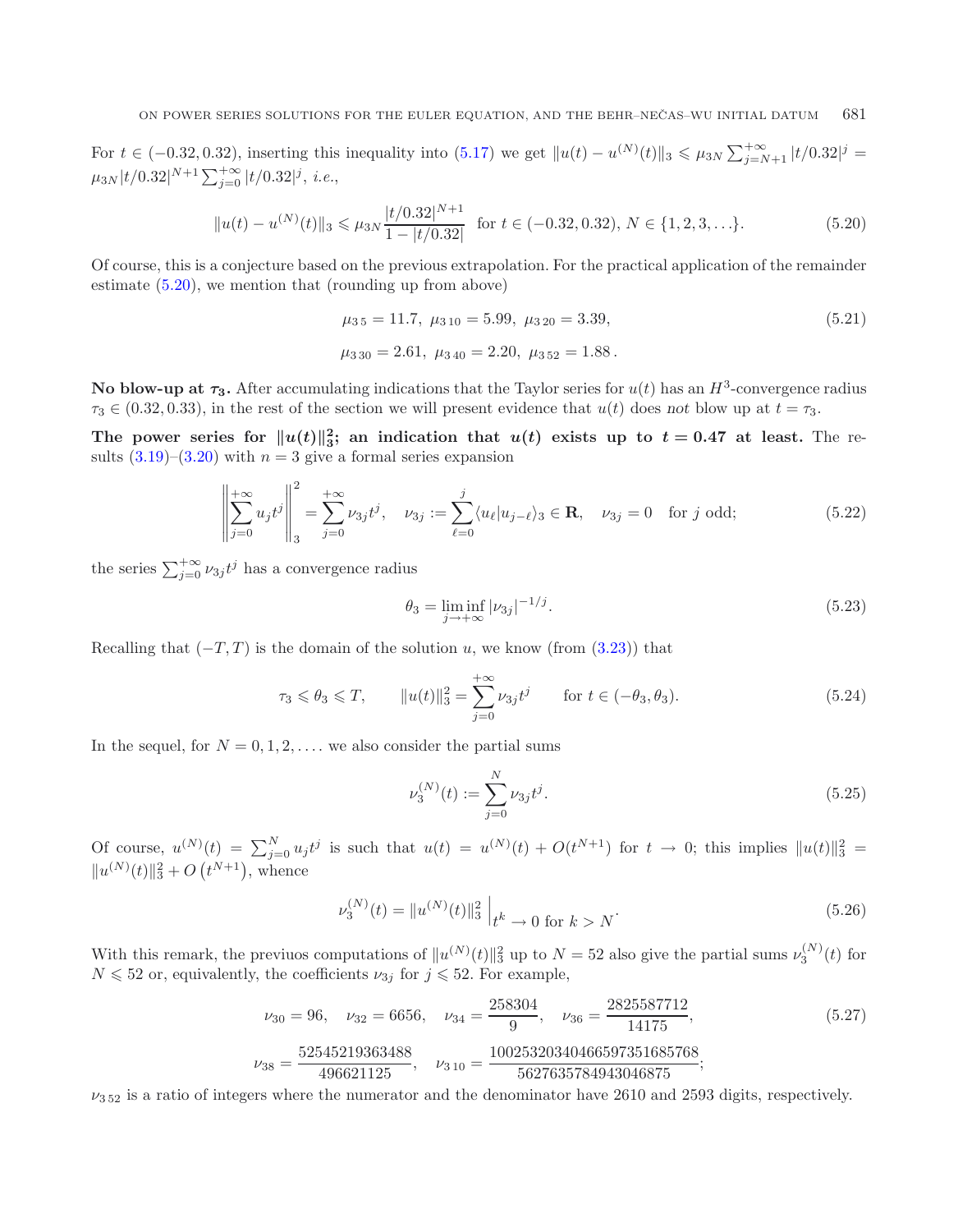For $t \in (-0.32, 0.32)$, inserting this inequality into (5.17) we get $\|u(t) - u^{(N)}(t)\|_3 \leqslant \mu_{3N} \sum_{j=N+1}^{+\infty} |t/0.32|^j = \mu_{3N} |t/0.32|^{N+1} \sum_{j=0}^{+\infty} |t/0.32|^j$, *i.e.*,

$$\|u(t) - u^{(N)}(t)\|_3 \leqslant \mu_{3N} \frac{|t/0.32|^{N+1}}{1 - |t/0.32|} \quad \text{for } t \in (-0.32, 0.32),\ N \in \{1, 2, 3, \ldots\}. \tag{5.20}$$

Of course, this is a conjecture based on the previous extrapolation. For the practical application of the remainder estimate (5.20), we mention that (rounding up from above)

$$\mu_{3\,5} = 11.7,\ \mu_{3\,10} = 5.99,\ \mu_{3\,20} = 3.39, \tag{5.21}$$
$$\mu_{3\,30} = 2.61,\ \mu_{3\,40} = 2.20,\ \mu_{3\,52} = 1.88\,.$$

**No blow-up at $\tau_3$.** After accumulating indications that the Taylor series for $u(t)$ has an $H^3$-convergence radius $\tau_3 \in (0.32, 0.33)$, in the rest of the section we will present evidence that $u(t)$ does *not* blow up at $t = \tau_3$.

**The power series for $\|u(t)\|_3^2$; an indication that $u(t)$ exists up to $t = 0.47$ at least.** The results (3.19)–(3.20) with $n = 3$ give a formal series expansion

$$\left\| \sum_{j=0}^{+\infty} u_j t^j \right\|_3^2 = \sum_{j=0}^{+\infty} \nu_{3j} t^j, \quad \nu_{3j} := \sum_{\ell=0}^{j} \langle u_\ell | u_{j-\ell} \rangle_3 \in \mathbf{R}, \quad \nu_{3j} = 0 \quad \text{for } j \text{ odd}; \tag{5.22}$$

the series $\sum_{j=0}^{+\infty} \nu_{3j} t^j$ has a convergence radius

$$\theta_3 = \liminf_{j \to +\infty} |\nu_{3j}|^{-1/j}. \tag{5.23}$$

Recalling that $(-T, T)$ is the domain of the solution $u$, we know (from (3.23)) that

$$\tau_3 \leqslant \theta_3 \leqslant T, \qquad \|u(t)\|_3^2 = \sum_{j=0}^{+\infty} \nu_{3j} t^j \qquad \text{for } t \in (-\theta_3, \theta_3). \tag{5.24}$$

In the sequel, for $N = 0, 1, 2, \ldots.$ we also consider the partial sums

$$\nu_3^{(N)}(t) := \sum_{j=0}^{N} \nu_{3j} t^j. \tag{5.25}$$

Of course, $u^{(N)}(t) = \sum_{j=0}^{N} u_j t^j$ is such that $u(t) = u^{(N)}(t) + O(t^{N+1})$ for $t \to 0$; this implies $\|u(t)\|_3^2 = \|u^{(N)}(t)\|_3^2 + O\left(t^{N+1}\right)$, whence

$$\nu_3^{(N)}(t) = \|u^{(N)}(t)\|_3^2 \,\Big|_{t^k \to 0 \text{ for } k > N}. \tag{5.26}$$

With this remark, the previuos computations of $\|u^{(N)}(t)\|_3^2$ up to $N = 52$ also give the partial sums $\nu_3^{(N)}(t)$ for $N \leqslant 52$ or, equivalently, the coefficients $\nu_{3j}$ for $j \leqslant 52$. For example,

$$\nu_{30} = 96, \quad \nu_{32} = 6656, \quad \nu_{34} = \frac{258304}{9}, \quad \nu_{36} = \frac{2825587712}{14175}, \tag{5.27}$$
$$\nu_{38} = \frac{52545219363488}{496621125}, \quad \nu_{3\,10} = \frac{1002532034046659735168576\,8}{5627635784943046875};$$

$\nu_{3\,52}$ is a ratio of integers where the numerator and the denominator have 2610 and 2593 digits, respectively.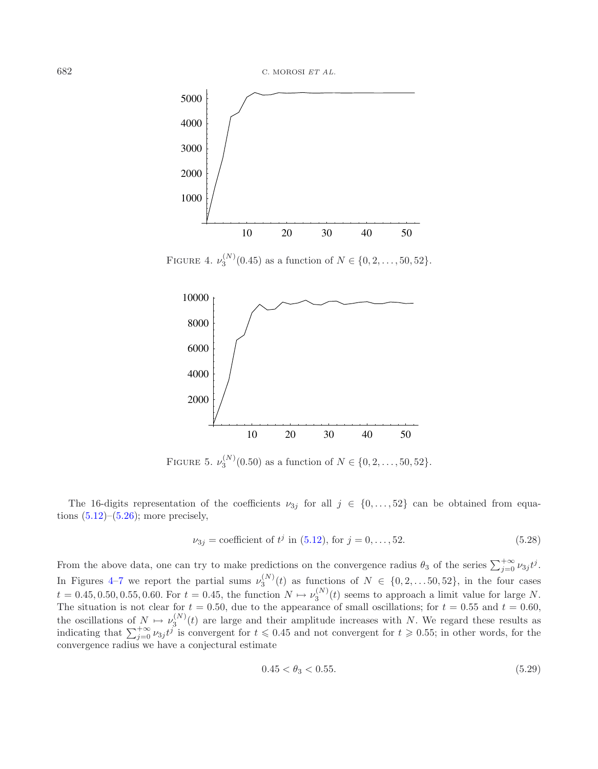FIGURE 4. $\nu_3^{(N)}(0.45)$ as a function of $N \in \{0, 2, \ldots, 50, 52\}$.

FIGURE 5. $\nu_3^{(N)}(0.50)$ as a function of $N \in \{0, 2, \ldots, 50, 52\}$.

The 16-digits representation of the coefficients $\nu_{3j}$ for all $j \in \{0, \ldots, 52\}$ can be obtained from equations (5.12)–(5.26); more precisely,

$$\nu_{3j} = \text{coefficient of } t^j \text{ in (5.12), for } j = 0, \ldots, 52. \tag{5.28}$$

From the above data, one can try to make predictions on the convergence radius $\theta_3$ of the series $\sum_{j=0}^{+\infty} \nu_{3j} t^j$. In Figures 4–7 we report the partial sums $\nu_3^{(N)}(t)$ as functions of $N \in \{0, 2, \ldots 50, 52\}$, in the four cases $t = 0.45, 0.50, 0.55, 0.60$. For $t = 0.45$, the function $N \mapsto \nu_3^{(N)}(t)$ seems to approach a limit value for large $N$. The situation is not clear for $t = 0.50$, due to the appearance of small oscillations; for $t = 0.55$ and $t = 0.60$, the oscillations of $N \mapsto \nu_3^{(N)}(t)$ are large and their amplitude increases with $N$. We regard these results as indicating that $\sum_{j=0}^{+\infty} \nu_{3j} t^j$ is convergent for $t \leqslant 0.45$ and not convergent for $t \geqslant 0.55$; in other words, for the convergence radius we have a conjectural estimate

$$0.45 < \theta_3 < 0.55. \tag{5.29}$$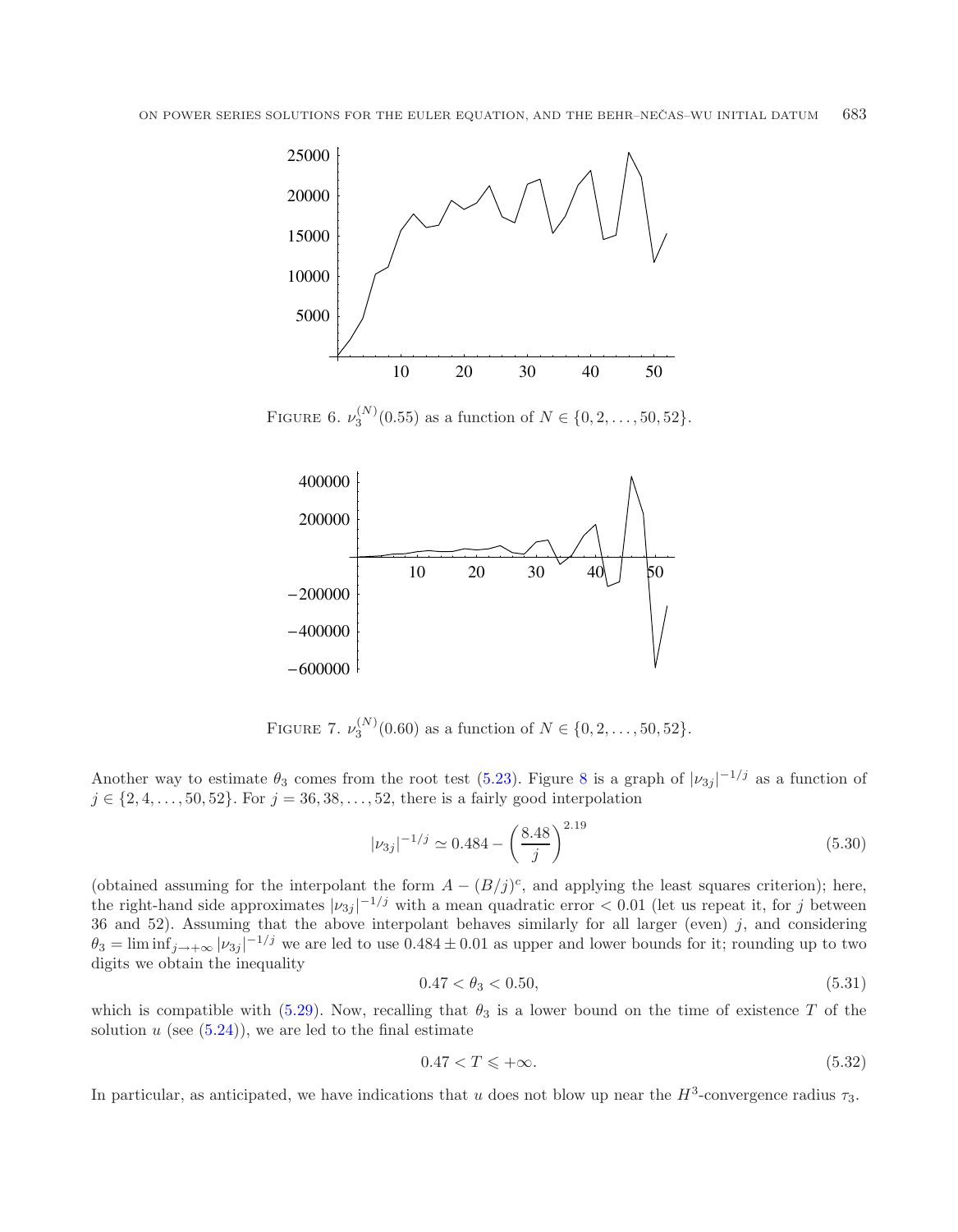FIGURE 6. $\nu_3^{(N)}(0.55)$ as a function of $N \in \{0, 2, \dots, 50, 52\}$.

FIGURE 7. $\nu_3^{(N)}(0.60)$ as a function of $N \in \{0, 2, \dots, 50, 52\}$.

Another way to estimate $\theta_3$ comes from the root test (5.23). Figure 8 is a graph of $|\nu_{3j}|^{-1/j}$ as a function of $j \in \{2, 4, \dots, 50, 52\}$. For $j = 36, 38, \dots, 52$, there is a fairly good interpolation

$$|\nu_{3j}|^{-1/j} \simeq 0.484 - \left(\frac{8.48}{j}\right)^{2.19} \tag{5.30}$$

(obtained assuming for the interpolant the form $A - (B/j)^c$, and applying the least squares criterion); here, the right-hand side approximates $|\nu_{3j}|^{-1/j}$ with a mean quadratic error $< 0.01$ (let us repeat it, for $j$ between 36 and 52). Assuming that the above interpolant behaves similarly for all larger (even) $j$, and considering $\theta_3 = \liminf_{j \to +\infty} |\nu_{3j}|^{-1/j}$ we are led to use $0.484 \pm 0.01$ as upper and lower bounds for it; rounding up to two digits we obtain the inequality

$$0.47 < \theta_3 < 0.50, \tag{5.31}$$

which is compatible with (5.29). Now, recalling that $\theta_3$ is a lower bound on the time of existence $T$ of the solution $u$ (see (5.24)), we are led to the final estimate

$$0.47 < T \leqslant +\infty. \tag{5.32}$$

In particular, as anticipated, we have indications that $u$ does not blow up near the $H^3$-convergence radius $\tau_3$.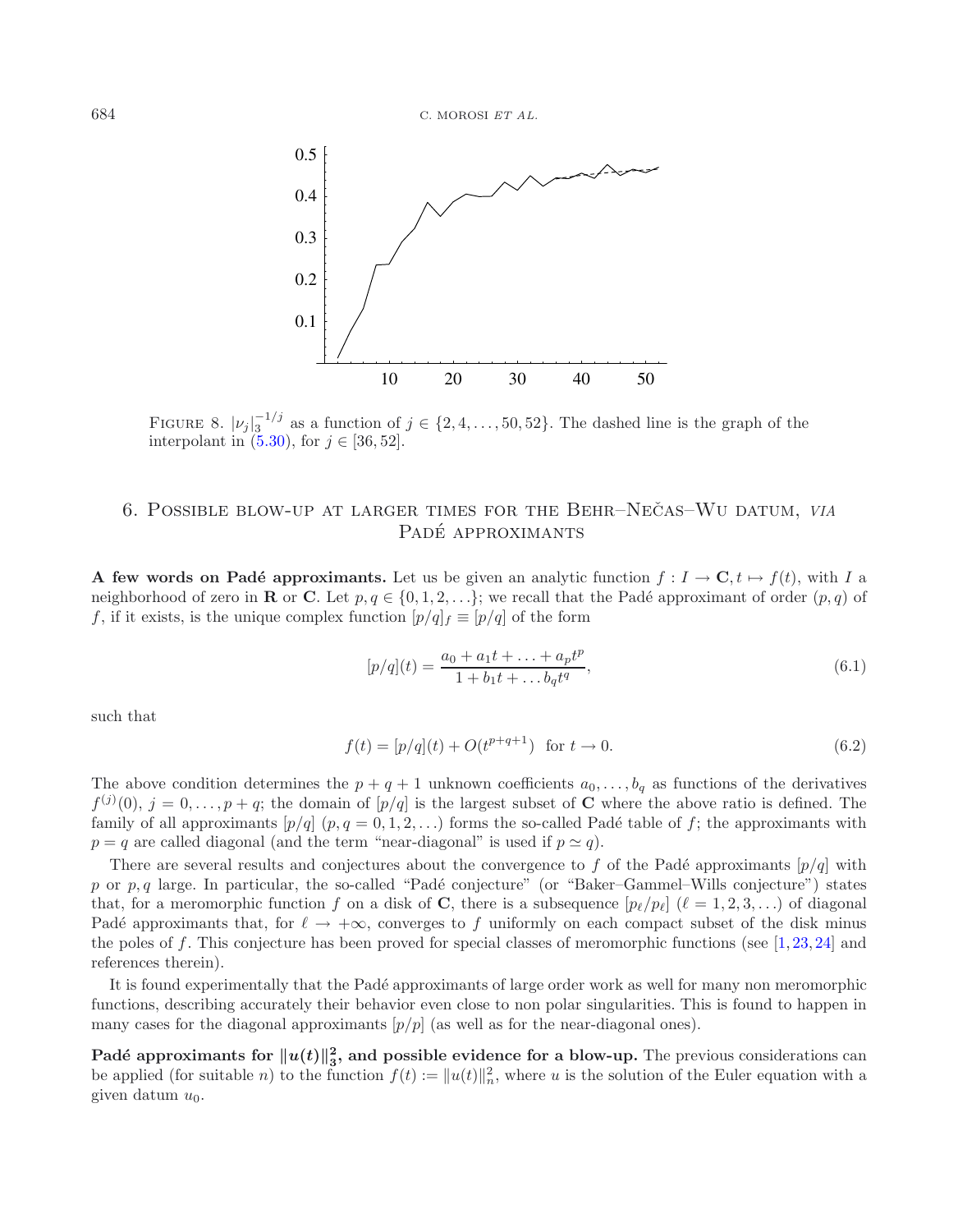FIGURE 8. $|\nu_j|_3^{-1/j}$ as a function of $j \in \{2, 4, \ldots, 50, 52\}$. The dashed line is the graph of the interpolant in (5.30), for $j \in [36, 52]$.

## 6. Possible blow-up at larger times for the Behr–Nečas–Wu datum, *via* Padé approximants

**A few words on Padé approximants.** Let us be given an analytic function $f : I \to \mathbf{C}, t \mapsto f(t)$, with $I$ a neighborhood of zero in $\mathbf{R}$ or $\mathbf{C}$. Let $p, q \in \{0, 1, 2, \ldots\}$; we recall that the Padé approximant of order $(p, q)$ of $f$, if it exists, is the unique complex function $[p/q]_f \equiv [p/q]$ of the form

$$[p/q](t) = \frac{a_0 + a_1 t + \ldots + a_p t^p}{1 + b_1 t + \ldots b_q t^q}, \tag{6.1}$$

such that

$$f(t) = [p/q](t) + O(t^{p+q+1}) \ \text{ for } t \to 0. \tag{6.2}$$

The above condition determines the $p + q + 1$ unknown coefficients $a_0, \ldots, b_q$ as functions of the derivatives $f^{(j)}(0)$, $j = 0, \ldots, p + q$; the domain of $[p/q]$ is the largest subset of $\mathbf{C}$ where the above ratio is defined. The family of all approximants $[p/q]$ $(p, q = 0, 1, 2, \ldots)$ forms the so-called Padé table of $f$; the approximants with $p = q$ are called diagonal (and the term "near-diagonal" is used if $p \simeq q$).

There are several results and conjectures about the convergence to $f$ of the Padé approximants $[p/q]$ with $p$ or $p, q$ large. In particular, the so-called "Padé conjecture" (or "Baker–Gammel–Wills conjecture") states that, for a meromorphic function $f$ on a disk of $\mathbf{C}$, there is a subsequence $[p_\ell/p_\ell]$ $(\ell = 1, 2, 3, \ldots)$ of diagonal Padé approximants that, for $\ell \to +\infty$, converges to $f$ uniformly on each compact subset of the disk minus the poles of $f$. This conjecture has been proved for special classes of meromorphic functions (see [1, 23, 24] and references therein).

It is found experimentally that the Padé approximants of large order work as well for many non meromorphic functions, describing accurately their behavior even close to non polar singularities. This is found to happen in many cases for the diagonal approximants $[p/p]$ (as well as for the near-diagonal ones).

**Padé approximants for $\|u(t)\|_3^2$, and possible evidence for a blow-up.** The previous considerations can be applied (for suitable $n$) to the function $f(t) := \|u(t)\|_n^2$, where $u$ is the solution of the Euler equation with a given datum $u_0$.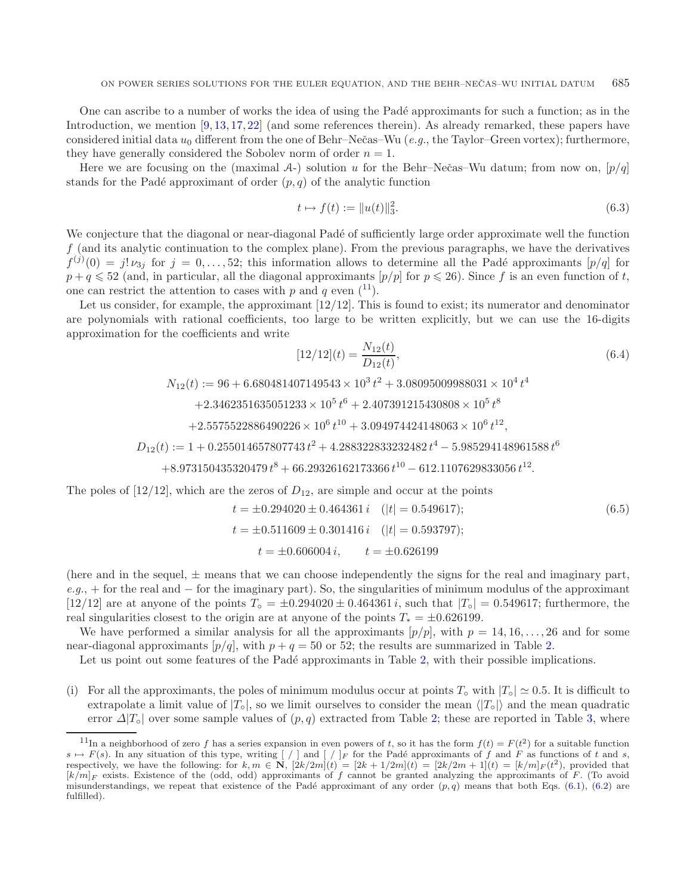One can ascribe to a number of works the idea of using the Padé approximants for such a function; as in the Introduction, we mention [9, 13, 17, 22] (and some references therein). As already remarked, these papers have considered initial data $u_0$ different from the one of Behr–Nečas–Wu (*e.g.*, the Taylor–Green vortex); furthermore, they have generally considered the Sobolev norm of order $n = 1$.

Here we are focusing on the (maximal $\mathcal{A}$-) solution $u$ for the Behr–Nečas–Wu datum; from now on, $[p/q]$ stands for the Padé approximant of order $(p, q)$ of the analytic function

$$t \mapsto f(t) := \|u(t)\|_3^2. \tag{6.3}$$

We conjecture that the diagonal or near-diagonal Padé of sufficiently large order approximate well the function $f$ (and its analytic continuation to the complex plane). From the previous paragraphs, we have the derivatives $f^{(j)}(0) = j!\,\nu_{3j}$ for $j = 0, \ldots, 52$; this information allows to determine all the Padé approximants $[p/q]$ for $p + q \leqslant 52$ (and, in particular, all the diagonal approximants $[p/p]$ for $p \leqslant 26$). Since $f$ is an even function of $t$, one can restrict the attention to cases with $p$ and $q$ even ([11]).

Let us consider, for example, the approximant $[12/12]$. This is found to exist; its numerator and denominator are polynomials with rational coefficients, too large to be written explicitly, but we can use the 16-digits approximation for the coefficients and write

$$[12/12](t) = \frac{N_{12}(t)}{D_{12}(t)}, \tag{6.4}$$

$$\begin{aligned}
N_{12}(t) := {} & 96 + 6.680481407149543 \times 10^3\, t^2 + 3.08095009988031 \times 10^4\, t^4 \\
& + 2.3462351635051233 \times 10^5\, t^6 + 2.407391215430808 \times 10^5\, t^8 \\
& + 2.5575522886490226 \times 10^6\, t^{10} + 3.094974424148063 \times 10^6\, t^{12}, \\
D_{12}(t) := {} & 1 + 0.255014657807743\, t^2 + 4.288322833232482\, t^4 - 5.985294148961588\, t^6 \\
& + 8.973150435320479\, t^8 + 66.29326162173366\, t^{10} - 612.1107629833056\, t^{12}.
\end{aligned}$$

The poles of $[12/12]$, which are the zeros of $D_{12}$, are simple and occur at the points

$$\begin{aligned}
& t = \pm 0.294020 \pm 0.464361\, i \quad (|t| = 0.549617); \\
& t = \pm 0.511609 \pm 0.301416\, i \quad (|t| = 0.593797); \\
& t = \pm 0.606004\, i, \qquad t = \pm 0.626199
\end{aligned} \tag{6.5}$$

(here and in the sequel, $\pm$ means that we can choose independently the signs for the real and imaginary part, *e.g.*, $+$ for the real and $-$ for the imaginary part). So, the singularities of minimum modulus of the approximant $[12/12]$ are at anyone of the points $T_\circ = \pm 0.294020 \pm 0.464361\, i$, such that $|T_\circ| = 0.549617$; furthermore, the real singularities closest to the origin are at anyone of the points $T_* = \pm 0.626199$.

We have performed a similar analysis for all the approximants $[p/p]$, with $p = 14, 16, \ldots, 26$ and for some near-diagonal approximants $[p/q]$, with $p + q = 50$ or $52$; the results are summarized in Table 2.

Let us point out some features of the Padé approximants in Table 2, with their possible implications.

(i) For all the approximants, the poles of minimum modulus occur at points $T_\circ$ with $|T_\circ| \simeq 0.5$. It is difficult to extrapolate a limit value of $|T_\circ|$, so we limit ourselves to consider the mean $\langle |T_\circ| \rangle$ and the mean quadratic error $\Delta |T_\circ|$ over some sample values of $(p, q)$ extracted from Table 2; these are reported in Table 3, where

---

[11] In a neighborhood of zero $f$ has a series expansion in even powers of $t$, so it has the form $f(t) = F(t^2)$ for a suitable function $s \mapsto F(s)$. In any situation of this type, writing $[\ /\ ]$ and $[\ /\ ]_F$ for the Padé approximants of $f$ and $F$ as functions of $t$ and $s$, respectively, we have the following: for $k, m \in \mathbf{N}$, $[2k/2m](t) = [2k+1/2m](t) = [2k/2m+1](t) = [k/m]_F(t^2)$, provided that $[k/m]_F$ exists. Existence of the (odd, odd) approximants of $f$ cannot be granted analyzing the approximants of $F$. (To avoid misunderstandings, we repeat that existence of the Padé approximant of any order $(p, q)$ means that both Eqs. (6.1), (6.2) are fulfilled).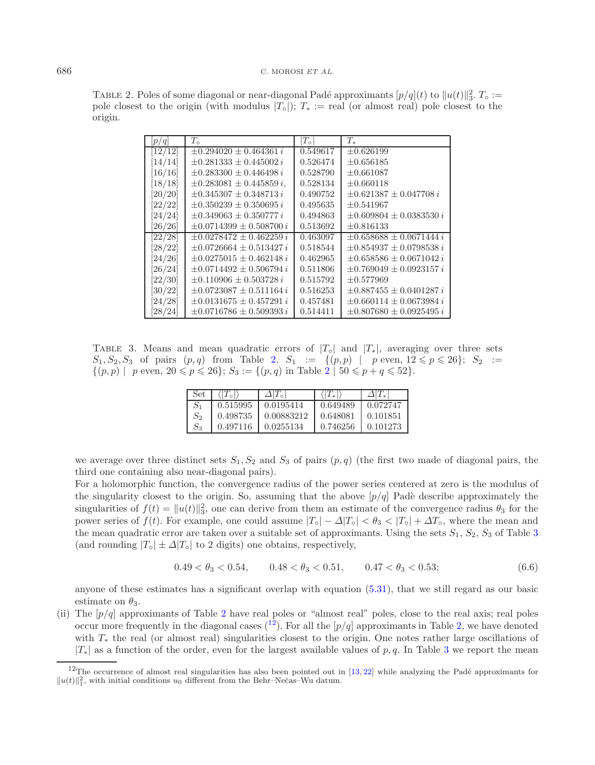TABLE 2. Poles of some diagonal or near-diagonal Padé approximants $[p/q](t)$ to $\|u(t)\|_3^2$. $T_\circ :=$ pole closest to the origin (with modulus $|T_\circ|$); $T_* :=$ real (or almost real) pole closest to the origin.

| $[p/q]$ | $T_\circ$ | $\lvert T_\circ\rvert$ | $T_*$ |
|---|---|---|---|
| $[12/12]$ | $\pm 0.294020 \pm 0.464361\, i$ | 0.549617 | $\pm 0.626199$ |
| $[14/14]$ | $\pm 0.281333 \pm 0.445002\, i$ | 0.526474 | $\pm 0.656185$ |
| $[16/16]$ | $\pm 0.283300 \pm 0.446498\, i$ | 0.528790 | $\pm 0.661087$ |
| $[18/18]$ | $\pm 0.283081 \pm 0.445859\, i,$ | 0.528134 | $\pm 0.660118$ |
| $[20/20]$ | $\pm 0.345307 \pm 0.348713\, i$ | 0.490752 | $\pm 0.621387 \pm 0.047708\, i$ |
| $[22/22]$ | $\pm 0.350239 \pm 0.350695\, i$ | 0.495635 | $\pm 0.541967$ |
| $[24/24]$ | $\pm 0.349063 \pm 0.350777\, i$ | 0.494863 | $\pm 0.609804 \pm 0.0383530\, i$ |
| $[26/26]$ | $\pm 0.0714399 \pm 0.508700\, i$ | 0.513692 | $\pm 0.816133$ |
| $[22/28]$ | $\pm 0.0278472 \pm 0.462259\, i$ | 0.463097 | $\pm 0.658688 \pm 0.0671444\, i$ |
| $[28/22]$ | $\pm 0.0726664 \pm 0.513427\, i$ | 0.518544 | $\pm 0.854937 \pm 0.0798538\, i$ |
| $[24/26]$ | $\pm 0.0275015 \pm 0.462148\, i$ | 0.462965 | $\pm 0.658586 \pm 0.0671042\, i$ |
| $[26/24]$ | $\pm 0.0714492 \pm 0.506794\, i$ | 0.511806 | $\pm 0.769049 \pm 0.0923157\, i$ |
| $[22/30]$ | $\pm 0.110906 \pm 0.503728\, i$ | 0.515792 | $\pm 0.577969$ |
| $[30/22]$ | $\pm 0.0723087 \pm 0.511164\, i$ | 0.516253 | $\pm 0.887455 \pm 0.0401287\, i$ |
| $[24/28]$ | $\pm 0.0131675 \pm 0.457291\, i$ | 0.457481 | $\pm 0.660114 \pm 0.0673984\, i$ |
| $[28/24]$ | $\pm 0.0716786 \pm 0.509393\, i$ | 0.514411 | $\pm 0.807680 \pm 0.0925495\, i$ |

TABLE 3. Means and mean quadratic errors of $|T_\circ|$ and $|T_*|$, averaging over three sets $S_1, S_2, S_3$ of pairs $(p, q)$ from Table 2. $S_1 := \{(p,p) \mid p \text{ even}, 12 \leqslant p \leqslant 26\}$; $S_2 := \{(p,p) \mid p \text{ even}, 20 \leqslant p \leqslant 26\}$; $S_3 := \{(p,q) \text{ in Table 2} \mid 50 \leqslant p+q \leqslant 52\}$.

| Set | $\langle \lvert T_\circ\rvert \rangle$ | $\Delta\lvert T_\circ\rvert$ | $\langle \lvert T_*\rvert \rangle$ | $\Delta\lvert T_*\rvert$ |
|---|---|---|---|---|
| $S_1$ | 0.515995 | 0.0195414 | 0.649489 | 0.072747 |
| $S_2$ | 0.498735 | 0.00883212 | 0.648081 | 0.101851 |
| $S_3$ | 0.497116 | 0.0255134 | 0.746256 | 0.101273 |

we average over three distinct sets $S_1, S_2$ and $S_3$ of pairs $(p, q)$ (the first two made of diagonal pairs, the third one containing also near-diagonal pairs).

For a holomorphic function, the convergence radius of the power series centered at zero is the modulus of the singularity closest to the origin. So, assuming that the above $[p/q]$ Padè describe approximately the singularities of $f(t) = \|u(t)\|_3^2$, one can derive from them an estimate of the convergence radius $\theta_3$ for the power series of $f(t)$. For example, one could assume $|T_\circ| - \Delta|T_\circ| < \theta_3 < |T_\circ| + \Delta T_\circ$, where the mean and the mean quadratic error are taken over a suitable set of approximants. Using the sets $S_1$, $S_2$, $S_3$ of Table 3 (and rounding $|T_\circ| \pm \Delta|T_\circ|$ to 2 digits) one obtains, respectively,

$$0.49 < \theta_3 < 0.54, \qquad 0.48 < \theta_3 < 0.51, \qquad 0.47 < \theta_3 < 0.53; \tag{6.6}$$

anyone of these estimates has a significant overlap with equation (5.31), that we still regard as our basic estimate on $\theta_3$.

(ii) The $[p/q]$ approximants of Table 2 have real poles or "almost real" poles, close to the real axis; real poles occur more frequently in the diagonal cases ([12]). For all the $[p/q]$ approximants in Table 2, we have denoted with $T_*$ the real (or almost real) singularities closest to the origin. One notes rather large oscillations of $|T_*|$ as a function of the order, even for the largest available values of $p, q$. In Table 3 we report the mean

[12] The occurrence of almost real singularities has also been pointed out in [13, 22] while analyzing the Padé approximants for $\|u(t)\|_1^2$, with initial conditions $u_0$ different from the Behr–Nečas–Wu datum.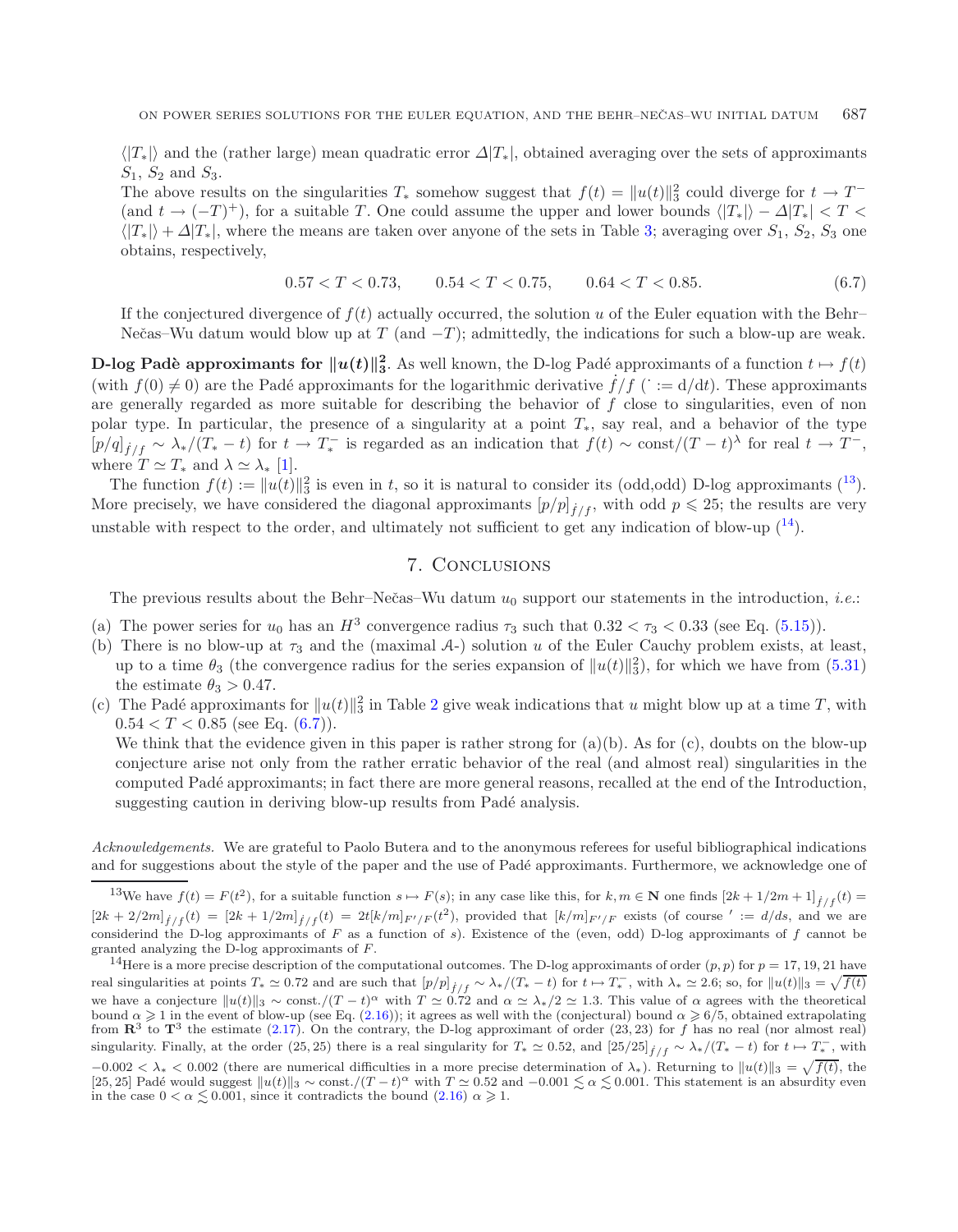$\langle|T_*|\rangle$ and the (rather large) mean quadratic error $\Delta|T_*|$, obtained averaging over the sets of approximants $S_1$, $S_2$ and $S_3$.

The above results on the singularities $T_*$ somehow suggest that $f(t) = \|u(t)\|_3^2$ could diverge for $t \to T^-$ (and $t \to (-T)^+$), for a suitable $T$. One could assume the upper and lower bounds $\langle|T_*|\rangle - \Delta|T_*| < T < \langle|T_*|\rangle + \Delta|T_*|$, where the means are taken over anyone of the sets in Table 3; averaging over $S_1$, $S_2$, $S_3$ one obtains, respectively,

$$0.57 < T < 0.73, \qquad 0.54 < T < 0.75, \qquad 0.64 < T < 0.85. \tag{6.7}$$

If the conjectured divergence of $f(t)$ actually occurred, the solution $u$ of the Euler equation with the Behr–Nečas–Wu datum would blow up at $T$ (and $-T$); admittedly, the indications for such a blow-up are weak.

**D-log Padè approximants for $\|u(t)\|_3^2$.** As well known, the D-log Padé approximants of a function $t \mapsto f(t)$ (with $f(0) \neq 0$) are the Padé approximants for the logarithmic derivative $\dot{f}/f$ ($\dot{\ } := \mathrm{d}/\mathrm{d}t$). These approximants are generally regarded as more suitable for describing the behavior of $f$ close to singularities, even of non polar type. In particular, the presence of a singularity at a point $T_*$, say real, and a behavior of the type $[p/q]_{\dot{f}/f} \sim \lambda_*/(T_* - t)$ for $t \to T_*^-$ is regarded as an indication that $f(t) \sim \mathrm{const}/(T-t)^\lambda$ for real $t \to T^-$, where $T \simeq T_*$ and $\lambda \simeq \lambda_*$ [1].

The function $f(t) := \|u(t)\|_3^2$ is even in $t$, so it is natural to consider its (odd,odd) D-log approximants ([13]). More precisely, we have considered the diagonal approximants $[p/p]_{\dot{f}/f}$, with odd $p \leqslant 25$; the results are very unstable with respect to the order, and ultimately not sufficient to get any indication of blow-up ([14]).

## 7. Conclusions

The previous results about the Behr–Nečas–Wu datum $u_0$ support our statements in the introduction, *i.e.*:

(a) The power series for $u_0$ has an $H^3$ convergence radius $\tau_3$ such that $0.32 < \tau_3 < 0.33$ (see Eq. (5.15)).

(b) There is no blow-up at $\tau_3$ and the (maximal $\mathcal{A}$-) solution $u$ of the Euler Cauchy problem exists, at least, up to a time $\theta_3$ (the convergence radius for the series expansion of $\|u(t)\|_3^2$), for which we have from (5.31) the estimate $\theta_3 > 0.47$.

(c) The Padé approximants for $\|u(t)\|_3^2$ in Table 2 give weak indications that $u$ might blow up at a time $T$, with $0.54 < T < 0.85$ (see Eq. (6.7)).

We think that the evidence given in this paper is rather strong for (a)(b). As for (c), doubts on the blow-up conjecture arise not only from the rather erratic behavior of the real (and almost real) singularities in the computed Padé approximants; in fact there are more general reasons, recalled at the end of the Introduction, suggesting caution in deriving blow-up results from Padé analysis.

*Acknowledgements.* We are grateful to Paolo Butera and to the anonymous referees for useful bibliographical indications and for suggestions about the style of the paper and the use of Padé approximants. Furthermore, we acknowledge one of

---

[13] We have $f(t) = F(t^2)$, for a suitable function $s \mapsto F(s)$; in any case like this, for $k, m \in \mathbf{N}$ one finds $[2k+1/2m+1]_{\dot{f}/f}(t) = [2k+2/2m]_{\dot{f}/f}(t) = [2k+1/2m]_{\dot{f}/f}(t) = 2t[k/m]_{F'/F}(t^2)$, provided that $[k/m]_{F'/F}$ exists (of course $' := d/ds$, and we are considerind the D-log approximants of $F$ as a function of $s$). Existence of the (even, odd) D-log approximants of $f$ cannot be granted analyzing the D-log approximants of $F$.

[14] Here is a more precise description of the computational outcomes. The D-log approximants of order $(p,p)$ for $p = 17, 19, 21$ have real singularities at points $T_* \simeq 0.72$ and are such that $[p/p]_{\dot{f}/f} \sim \lambda_*/(T_* - t)$ for $t \mapsto T_*^-$, with $\lambda_* \simeq 2.6$; so, for $\|u(t)\|_3 = \sqrt{f(t)}$ we have a conjecture $\|u(t)\|_3 \sim \mathrm{const.}/(T-t)^\alpha$ with $T \simeq 0.72$ and $\alpha \simeq \lambda_*/2 \simeq 1.3$. This value of $\alpha$ agrees with the theoretical bound $\alpha \geqslant 1$ in the event of blow-up (see Eq. (2.16)); it agrees as well with the (conjectural) bound $\alpha \geqslant 6/5$, obtained extrapolating from $\mathbf{R}^3$ to $\mathbf{T}^3$ the estimate (2.17). On the contrary, the D-log approximant of order $(23,23)$ for $f$ has no real (nor almost real) singularity. Finally, at the order $(25,25)$ there is a real singularity for $T_* \simeq 0.52$, and $[25/25]_{\dot{f}/f} \sim \lambda_*/(T_* - t)$ for $t \mapsto T_*^-$, with $-0.002 < \lambda_* < 0.002$ (there are numerical difficulties in a more precise determination of $\lambda_*$). Returning to $\|u(t)\|_3 = \sqrt{f(t)}$, the $[25,25]$ Padé would suggest $\|u(t)\|_3 \sim \mathrm{const.}/(T-t)^\alpha$ with $T \simeq 0.52$ and $-0.001 \lesssim \alpha \lesssim 0.001$. This statement is an absurdity even in the case $0 < \alpha \lesssim 0.001$, since it contradicts the bound (2.16) $\alpha \geqslant 1$.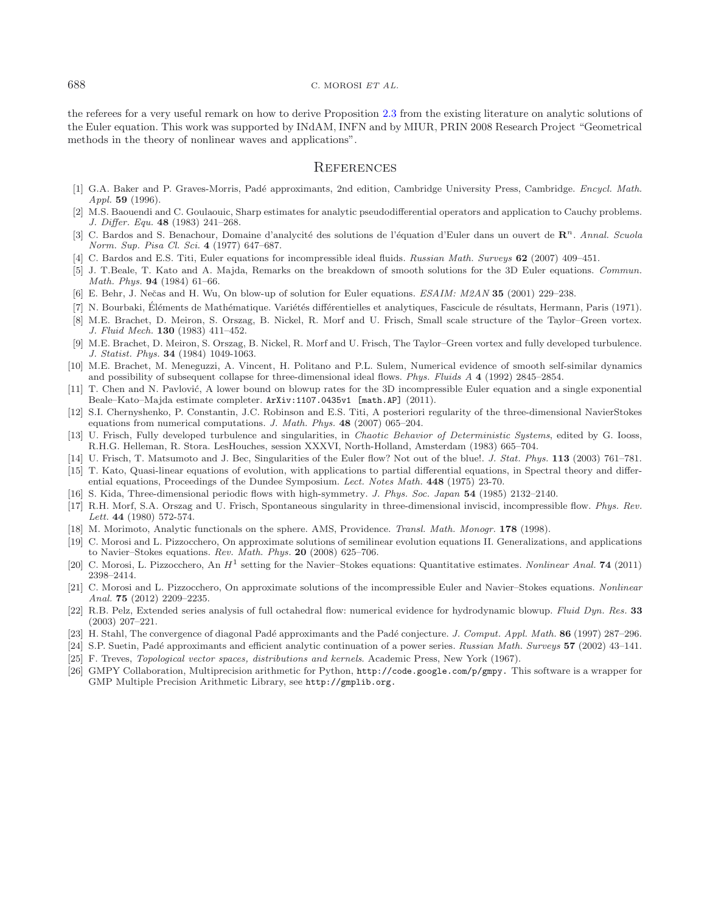the referees for a very useful remark on how to derive Proposition 2.3 from the existing literature on analytic solutions of the Euler equation. This work was supported by INdAM, INFN and by MIUR, PRIN 2008 Research Project "Geometrical methods in the theory of nonlinear waves and applications".

## References

[1] G.A. Baker and P. Graves-Morris, Padé approximants, 2nd edition, Cambridge University Press, Cambridge. *Encycl. Math. Appl.* **59** (1996).

[2] M.S. Baouendi and C. Goulaouic, Sharp estimates for analytic pseudodifferential operators and application to Cauchy problems. *J. Differ. Equ.* **48** (1983) 241–268.

[3] C. Bardos and S. Benachour, Domaine d'analycité des solutions de l'équation d'Euler dans un ouvert de $\mathbf{R}^n$. *Annal. Scuola Norm. Sup. Pisa Cl. Sci.* **4** (1977) 647–687.

[4] C. Bardos and E.S. Titi, Euler equations for incompressible ideal fluids. *Russian Math. Surveys* **62** (2007) 409–451.

[5] J. T.Beale, T. Kato and A. Majda, Remarks on the breakdown of smooth solutions for the 3D Euler equations. *Commun. Math. Phys.* **94** (1984) 61–66.

[6] E. Behr, J. Nečas and H. Wu, On blow-up of solution for Euler equations. *ESAIM: M2AN* **35** (2001) 229–238.

[7] N. Bourbaki, Éléments de Mathématique. Variétés différentielles et analytiques, Fascicule de résultats, Hermann, Paris (1971).

[8] M.E. Brachet, D. Meiron, S. Orszag, B. Nickel, R. Morf and U. Frisch, Small scale structure of the Taylor–Green vortex. *J. Fluid Mech.* **130** (1983) 411–452.

[9] M.E. Brachet, D. Meiron, S. Orszag, B. Nickel, R. Morf and U. Frisch, The Taylor–Green vortex and fully developed turbulence. *J. Statist. Phys.* **34** (1984) 1049-1063.

[10] M.E. Brachet, M. Meneguzzi, A. Vincent, H. Politano and P.L. Sulem, Numerical evidence of smooth self-similar dynamics and possibility of subsequent collapse for three-dimensional ideal flows. *Phys. Fluids A* **4** (1992) 2845–2854.

[11] T. Chen and N. Pavlović, A lower bound on blowup rates for the 3D incompressible Euler equation and a single exponential Beale–Kato–Majda estimate completer. `ArXiv:1107.0435v1 [math.AP]` (2011).

[12] S.I. Chernyshenko, P. Constantin, J.C. Robinson and E.S. Titi, A posteriori regularity of the three-dimensional NavierStokes equations from numerical computations. *J. Math. Phys.* **48** (2007) 065–204.

[13] U. Frisch, Fully developed turbulence and singularities, in *Chaotic Behavior of Deterministic Systems*, edited by G. Iooss, R.H.G. Helleman, R. Stora. LesHouches, session XXXVI, North-Holland, Amsterdam (1983) 665–704.

[14] U. Frisch, T. Matsumoto and J. Bec, Singularities of the Euler flow? Not out of the blue!. *J. Stat. Phys.* **113** (2003) 761–781.

[15] T. Kato, Quasi-linear equations of evolution, with applications to partial differential equations, in Spectral theory and differential equations, Proceedings of the Dundee Symposium. *Lect. Notes Math.* **448** (1975) 23-70.

[16] S. Kida, Three-dimensional periodic flows with high-symmetry. *J. Phys. Soc. Japan* **54** (1985) 2132–2140.

[17] R.H. Morf, S.A. Orszag and U. Frisch, Spontaneous singularity in three-dimensional inviscid, incompressible flow. *Phys. Rev. Lett.* **44** (1980) 572-574.

[18] M. Morimoto, Analytic functionals on the sphere. AMS, Providence. *Transl. Math. Monogr.* **178** (1998).

[19] C. Morosi and L. Pizzocchero, On approximate solutions of semilinear evolution equations II. Generalizations, and applications to Navier–Stokes equations. *Rev. Math. Phys.* **20** (2008) 625–706.

[20] C. Morosi, L. Pizzocchero, An $H^1$ setting for the Navier–Stokes equations: Quantitative estimates. *Nonlinear Anal.* **74** (2011) 2398–2414.

[21] C. Morosi and L. Pizzocchero, On approximate solutions of the incompressible Euler and Navier–Stokes equations. *Nonlinear Anal.* **75** (2012) 2209–2235.

[22] R.B. Pelz, Extended series analysis of full octahedral flow: numerical evidence for hydrodynamic blowup. *Fluid Dyn. Res.* **33** (2003) 207–221.

[23] H. Stahl, The convergence of diagonal Padé approximants and the Padé conjecture. *J. Comput. Appl. Math.* **86** (1997) 287–296.

[24] S.P. Suetin, Padé approximants and efficient analytic continuation of a power series. *Russian Math. Surveys* **57** (2002) 43–141.

[25] F. Treves, *Topological vector spaces, distributions and kernels*. Academic Press, New York (1967).

[26] GMPY Collaboration, Multiprecision arithmetic for Python, `http://code.google.com/p/gmpy.` This software is a wrapper for GMP Multiple Precision Arithmetic Library, see `http://gmplib.org.`